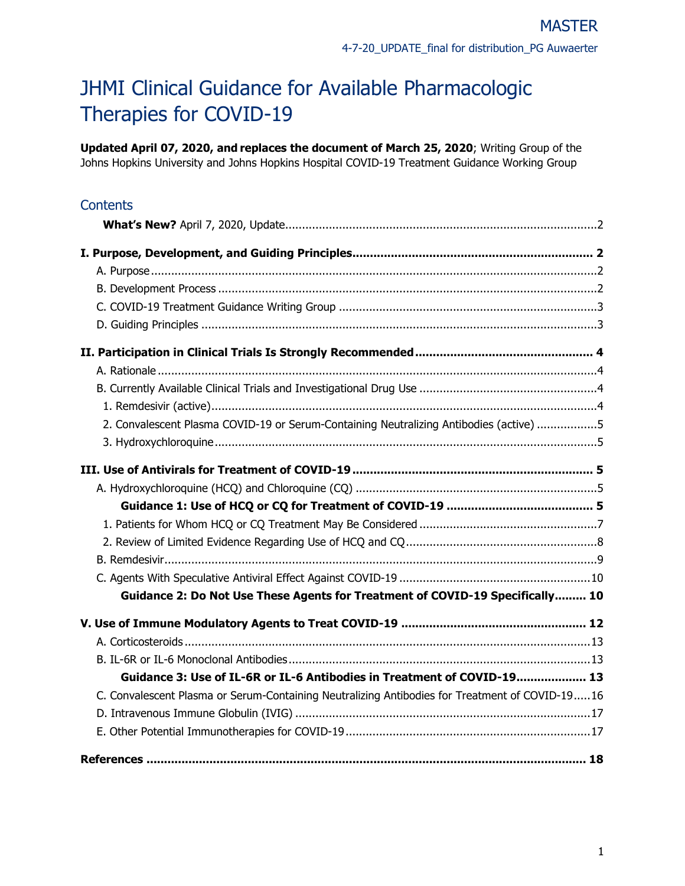MASTER

4-7-20_UPDATE_final for distribution_PG Auwaerter

# JHMI Clinical Guidance for Available Pharmacologic Therapies for COVID-19

**Updated April 07, 2020, and replaces the document of March 25, 2020**; Writing Group of the Johns Hopkins University and Johns Hopkins Hospital COVID-19 Treatment Guidance Working Group

## Contents

**What's New?** April 7, 2020, Update....2

**I. Purpose, Development, and Guiding Principles.... 2**

A. Purpose....2

B. Development Process....2

C. COVID-19 Treatment Guidance Writing Group....3

D. Guiding Principles....3

**II. Participation in Clinical Trials Is Strongly Recommended.... 4**

A. Rationale....4

B. Currently Available Clinical Trials and Investigational Drug Use....4

1. Remdesivir (active)....4

2. Convalescent Plasma COVID-19 or Serum-Containing Neutralizing Antibodies (active)....5

3. Hydroxychloroquine....5

**III. Use of Antivirals for Treatment of COVID-19.... 5**

A. Hydroxychloroquine (HCQ) and Chloroquine (CQ)....5

**Guidance 1: Use of HCQ or CQ for Treatment of COVID-19.... 5**

1. Patients for Whom HCQ or CQ Treatment May Be Considered....7

2. Review of Limited Evidence Regarding Use of HCQ and CQ....8

B. Remdesivir....9

C. Agents With Speculative Antiviral Effect Against COVID-19....10

**Guidance 2: Do Not Use These Agents for Treatment of COVID-19 Specifically.... 10**

**V. Use of Immune Modulatory Agents to Treat COVID-19.... 12**

A. Corticosteroids....13

B. IL-6R or IL-6 Monoclonal Antibodies....13

**Guidance 3: Use of IL-6R or IL-6 Antibodies in Treatment of COVID-19.... 13**

C. Convalescent Plasma or Serum-Containing Neutralizing Antibodies for Treatment of COVID-19....16

D. Intravenous Immune Globulin (IVIG)....17

E. Other Potential Immunotherapies for COVID-19....17

**References.... 18**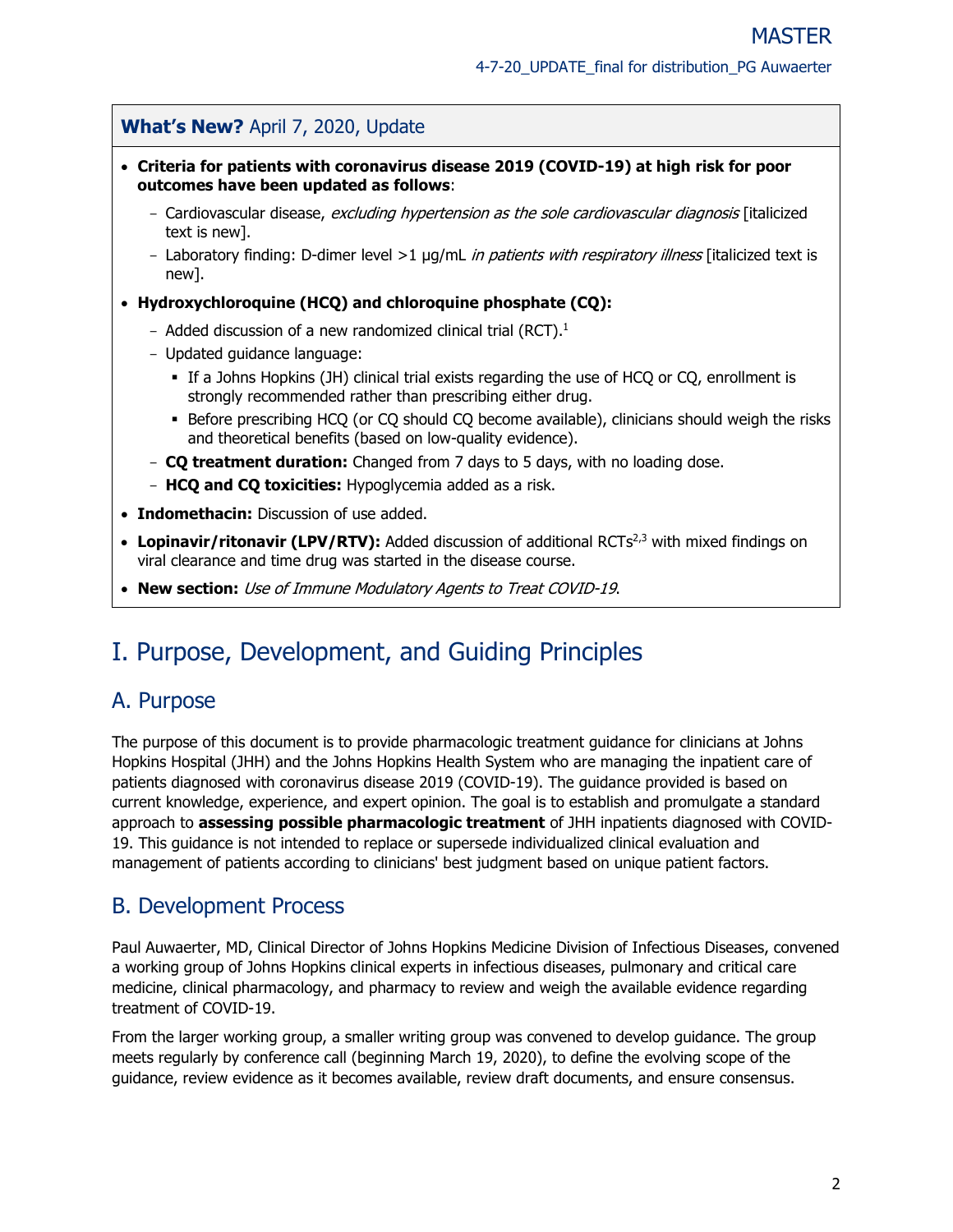**What's New?** April 7, 2020, Update

- **Criteria for patients with coronavirus disease 2019 (COVID-19) at high risk for poor outcomes have been updated as follows**:
  - Cardiovascular disease, *excluding hypertension as the sole cardiovascular diagnosis* [italicized text is new].
  - Laboratory finding: D-dimer level >1 μg/mL *in patients with respiratory illness* [italicized text is new].
- **Hydroxychloroquine (HCQ) and chloroquine phosphate (CQ):**
  - Added discussion of a new randomized clinical trial (RCT).[1]
  - Updated guidance language:
    - If a Johns Hopkins (JH) clinical trial exists regarding the use of HCQ or CQ, enrollment is strongly recommended rather than prescribing either drug.
    - Before prescribing HCQ (or CQ should CQ become available), clinicians should weigh the risks and theoretical benefits (based on low-quality evidence).
  - **CQ treatment duration:** Changed from 7 days to 5 days, with no loading dose.
  - **HCQ and CQ toxicities:** Hypoglycemia added as a risk.
- **Indomethacin:** Discussion of use added.
- **Lopinavir/ritonavir (LPV/RTV):** Added discussion of additional RCTs[2,3] with mixed findings on viral clearance and time drug was started in the disease course.
- **New section:** *Use of Immune Modulatory Agents to Treat COVID-19*.

# I. Purpose, Development, and Guiding Principles

## A. Purpose

The purpose of this document is to provide pharmacologic treatment guidance for clinicians at Johns Hopkins Hospital (JHH) and the Johns Hopkins Health System who are managing the inpatient care of patients diagnosed with coronavirus disease 2019 (COVID-19). The guidance provided is based on current knowledge, experience, and expert opinion. The goal is to establish and promulgate a standard approach to **assessing possible pharmacologic treatment** of JHH inpatients diagnosed with COVID-19. This guidance is not intended to replace or supersede individualized clinical evaluation and management of patients according to clinicians' best judgment based on unique patient factors.

## B. Development Process

Paul Auwaerter, MD, Clinical Director of Johns Hopkins Medicine Division of Infectious Diseases, convened a working group of Johns Hopkins clinical experts in infectious diseases, pulmonary and critical care medicine, clinical pharmacology, and pharmacy to review and weigh the available evidence regarding treatment of COVID-19.

From the larger working group, a smaller writing group was convened to develop guidance. The group meets regularly by conference call (beginning March 19, 2020), to define the evolving scope of the guidance, review evidence as it becomes available, review draft documents, and ensure consensus.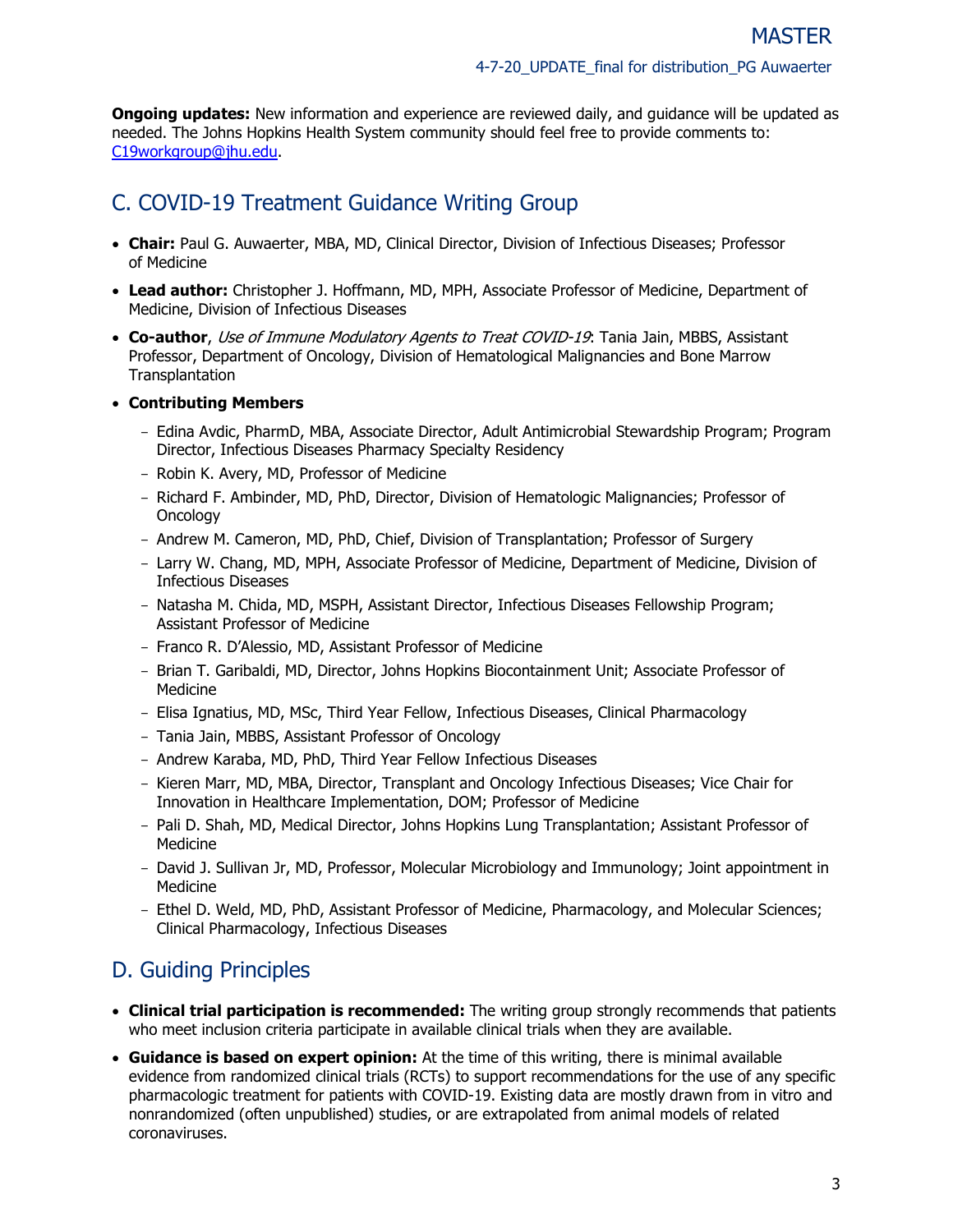**Ongoing updates:** New information and experience are reviewed daily, and guidance will be updated as needed. The Johns Hopkins Health System community should feel free to provide comments to: C19workgroup@jhu.edu.

## C. COVID-19 Treatment Guidance Writing Group

- **Chair:** Paul G. Auwaerter, MBA, MD, Clinical Director, Division of Infectious Diseases; Professor of Medicine
- **Lead author:** Christopher J. Hoffmann, MD, MPH, Associate Professor of Medicine, Department of Medicine, Division of Infectious Diseases
- **Co-author**, *Use of Immune Modulatory Agents to Treat COVID-19*: Tania Jain, MBBS, Assistant Professor, Department of Oncology, Division of Hematological Malignancies and Bone Marrow Transplantation
- **Contributing Members**
  - Edina Avdic, PharmD, MBA, Associate Director, Adult Antimicrobial Stewardship Program; Program Director, Infectious Diseases Pharmacy Specialty Residency
  - Robin K. Avery, MD, Professor of Medicine
  - Richard F. Ambinder, MD, PhD, Director, Division of Hematologic Malignancies; Professor of Oncology
  - Andrew M. Cameron, MD, PhD, Chief, Division of Transplantation; Professor of Surgery
  - Larry W. Chang, MD, MPH, Associate Professor of Medicine, Department of Medicine, Division of Infectious Diseases
  - Natasha M. Chida, MD, MSPH, Assistant Director, Infectious Diseases Fellowship Program; Assistant Professor of Medicine
  - Franco R. D'Alessio, MD, Assistant Professor of Medicine
  - Brian T. Garibaldi, MD, Director, Johns Hopkins Biocontainment Unit; Associate Professor of Medicine
  - Elisa Ignatius, MD, MSc, Third Year Fellow, Infectious Diseases, Clinical Pharmacology
  - Tania Jain, MBBS, Assistant Professor of Oncology
  - Andrew Karaba, MD, PhD, Third Year Fellow Infectious Diseases
  - Kieren Marr, MD, MBA, Director, Transplant and Oncology Infectious Diseases; Vice Chair for Innovation in Healthcare Implementation, DOM; Professor of Medicine
  - Pali D. Shah, MD, Medical Director, Johns Hopkins Lung Transplantation; Assistant Professor of Medicine
  - David J. Sullivan Jr, MD, Professor, Molecular Microbiology and Immunology; Joint appointment in Medicine
  - Ethel D. Weld, MD, PhD, Assistant Professor of Medicine, Pharmacology, and Molecular Sciences; Clinical Pharmacology, Infectious Diseases

## D. Guiding Principles

- **Clinical trial participation is recommended:** The writing group strongly recommends that patients who meet inclusion criteria participate in available clinical trials when they are available.
- **Guidance is based on expert opinion:** At the time of this writing, there is minimal available evidence from randomized clinical trials (RCTs) to support recommendations for the use of any specific pharmacologic treatment for patients with COVID-19. Existing data are mostly drawn from in vitro and nonrandomized (often unpublished) studies, or are extrapolated from animal models of related coronaviruses.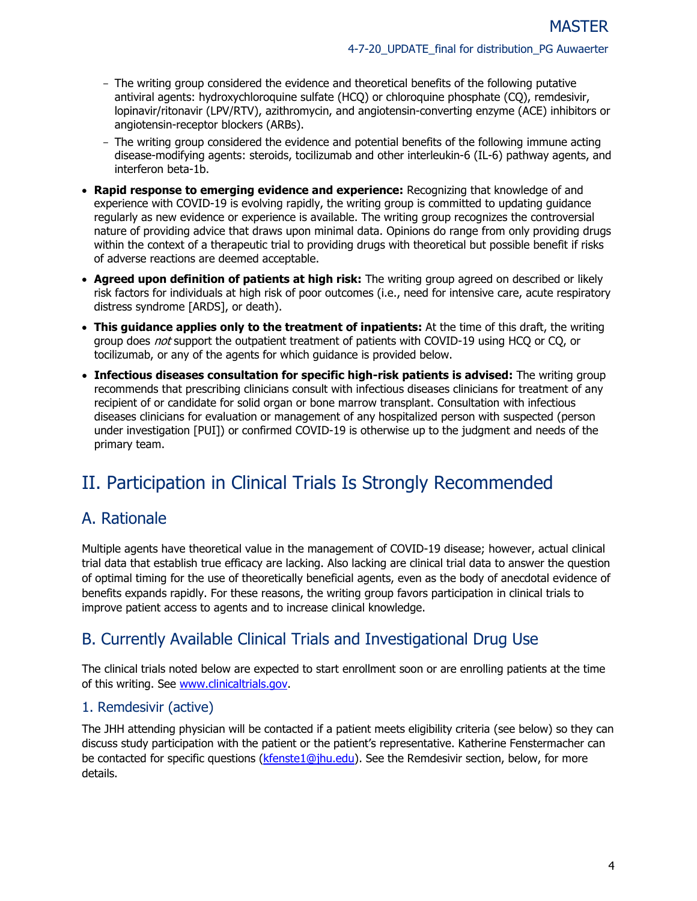- The writing group considered the evidence and theoretical benefits of the following putative antiviral agents: hydroxychloroquine sulfate (HCQ) or chloroquine phosphate (CQ), remdesivir, lopinavir/ritonavir (LPV/RTV), azithromycin, and angiotensin-converting enzyme (ACE) inhibitors or angiotensin-receptor blockers (ARBs).
  - The writing group considered the evidence and potential benefits of the following immune acting disease-modifying agents: steroids, tocilizumab and other interleukin-6 (IL-6) pathway agents, and interferon beta-1b.
- **Rapid response to emerging evidence and experience:** Recognizing that knowledge of and experience with COVID-19 is evolving rapidly, the writing group is committed to updating guidance regularly as new evidence or experience is available. The writing group recognizes the controversial nature of providing advice that draws upon minimal data. Opinions do range from only providing drugs within the context of a therapeutic trial to providing drugs with theoretical but possible benefit if risks of adverse reactions are deemed acceptable.
- **Agreed upon definition of patients at high risk:** The writing group agreed on described or likely risk factors for individuals at high risk of poor outcomes (i.e., need for intensive care, acute respiratory distress syndrome [ARDS], or death).
- **This guidance applies only to the treatment of inpatients:** At the time of this draft, the writing group does *not* support the outpatient treatment of patients with COVID-19 using HCQ or CQ, or tocilizumab, or any of the agents for which guidance is provided below.
- **Infectious diseases consultation for specific high-risk patients is advised:** The writing group recommends that prescribing clinicians consult with infectious diseases clinicians for treatment of any recipient of or candidate for solid organ or bone marrow transplant. Consultation with infectious diseases clinicians for evaluation or management of any hospitalized person with suspected (person under investigation [PUI]) or confirmed COVID-19 is otherwise up to the judgment and needs of the primary team.

# II. Participation in Clinical Trials Is Strongly Recommended

## A. Rationale

Multiple agents have theoretical value in the management of COVID-19 disease; however, actual clinical trial data that establish true efficacy are lacking. Also lacking are clinical trial data to answer the question of optimal timing for the use of theoretically beneficial agents, even as the body of anecdotal evidence of benefits expands rapidly. For these reasons, the writing group favors participation in clinical trials to improve patient access to agents and to increase clinical knowledge.

## B. Currently Available Clinical Trials and Investigational Drug Use

The clinical trials noted below are expected to start enrollment soon or are enrolling patients at the time of this writing. See www.clinicaltrials.gov.

### 1. Remdesivir (active)

The JHH attending physician will be contacted if a patient meets eligibility criteria (see below) so they can discuss study participation with the patient or the patient's representative. Katherine Fenstermacher can be contacted for specific questions (kfenste1@jhu.edu). See the Remdesivir section, below, for more details.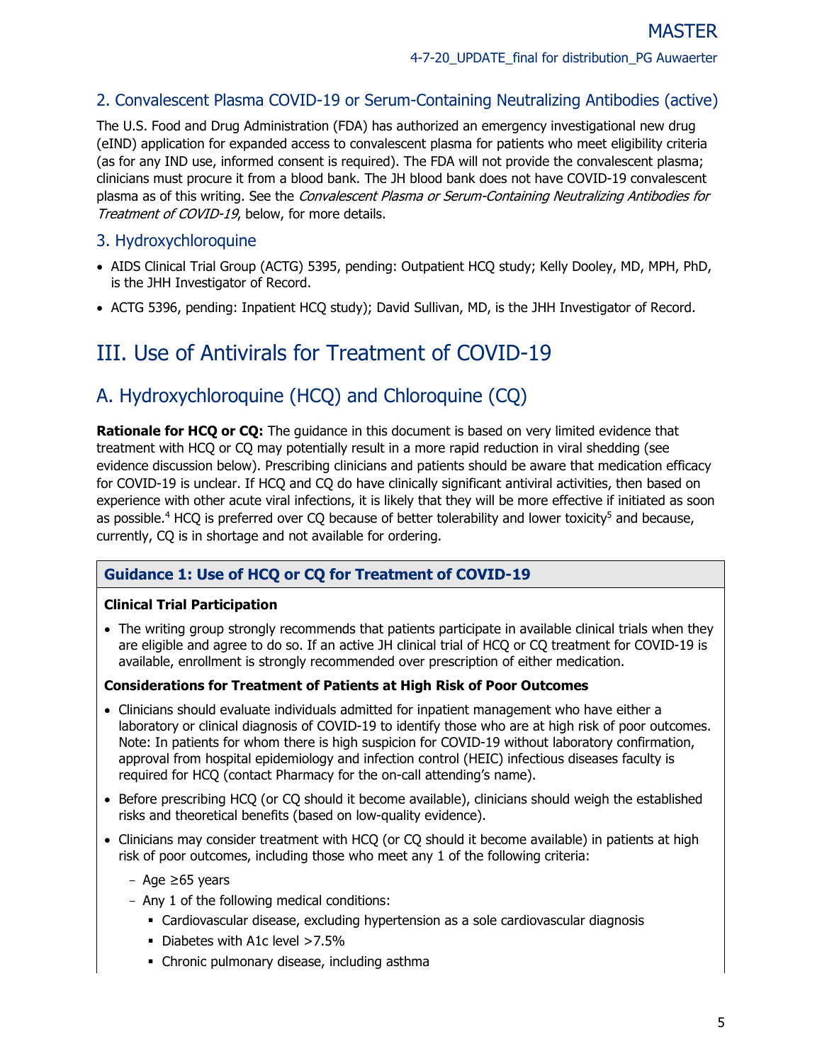### 2. Convalescent Plasma COVID-19 or Serum-Containing Neutralizing Antibodies (active)

The U.S. Food and Drug Administration (FDA) has authorized an emergency investigational new drug (eIND) application for expanded access to convalescent plasma for patients who meet eligibility criteria (as for any IND use, informed consent is required). The FDA will not provide the convalescent plasma; clinicians must procure it from a blood bank. The JH blood bank does not have COVID-19 convalescent plasma as of this writing. See the *Convalescent Plasma or Serum-Containing Neutralizing Antibodies for Treatment of COVID-19*, below, for more details.

### 3. Hydroxychloroquine

- AIDS Clinical Trial Group (ACTG) 5395, pending: Outpatient HCQ study; Kelly Dooley, MD, MPH, PhD, is the JHH Investigator of Record.
- ACTG 5396, pending: Inpatient HCQ study); David Sullivan, MD, is the JHH Investigator of Record.

# III. Use of Antivirals for Treatment of COVID-19

## A. Hydroxychloroquine (HCQ) and Chloroquine (CQ)

**Rationale for HCQ or CQ:** The guidance in this document is based on very limited evidence that treatment with HCQ or CQ may potentially result in a more rapid reduction in viral shedding (see evidence discussion below). Prescribing clinicians and patients should be aware that medication efficacy for COVID-19 is unclear. If HCQ and CQ do have clinically significant antiviral activities, then based on experience with other acute viral infections, it is likely that they will be more effective if initiated as soon as possible.[4] HCQ is preferred over CQ because of better tolerability and lower toxicity[5] and because, currently, CQ is in shortage and not available for ordering.

### Guidance 1: Use of HCQ or CQ for Treatment of COVID-19

**Clinical Trial Participation**

- The writing group strongly recommends that patients participate in available clinical trials when they are eligible and agree to do so. If an active JH clinical trial of HCQ or CQ treatment for COVID-19 is available, enrollment is strongly recommended over prescription of either medication.

**Considerations for Treatment of Patients at High Risk of Poor Outcomes**

- Clinicians should evaluate individuals admitted for inpatient management who have either a laboratory or clinical diagnosis of COVID-19 to identify those who are at high risk of poor outcomes. Note: In patients for whom there is high suspicion for COVID-19 without laboratory confirmation, approval from hospital epidemiology and infection control (HEIC) infectious diseases faculty is required for HCQ (contact Pharmacy for the on-call attending's name).
- Before prescribing HCQ (or CQ should it become available), clinicians should weigh the established risks and theoretical benefits (based on low-quality evidence).
- Clinicians may consider treatment with HCQ (or CQ should it become available) in patients at high risk of poor outcomes, including those who meet any 1 of the following criteria:
  - Age ≥65 years
  - Any 1 of the following medical conditions:
    - Cardiovascular disease, excluding hypertension as a sole cardiovascular diagnosis
    - Diabetes with A1c level >7.5%
    - Chronic pulmonary disease, including asthma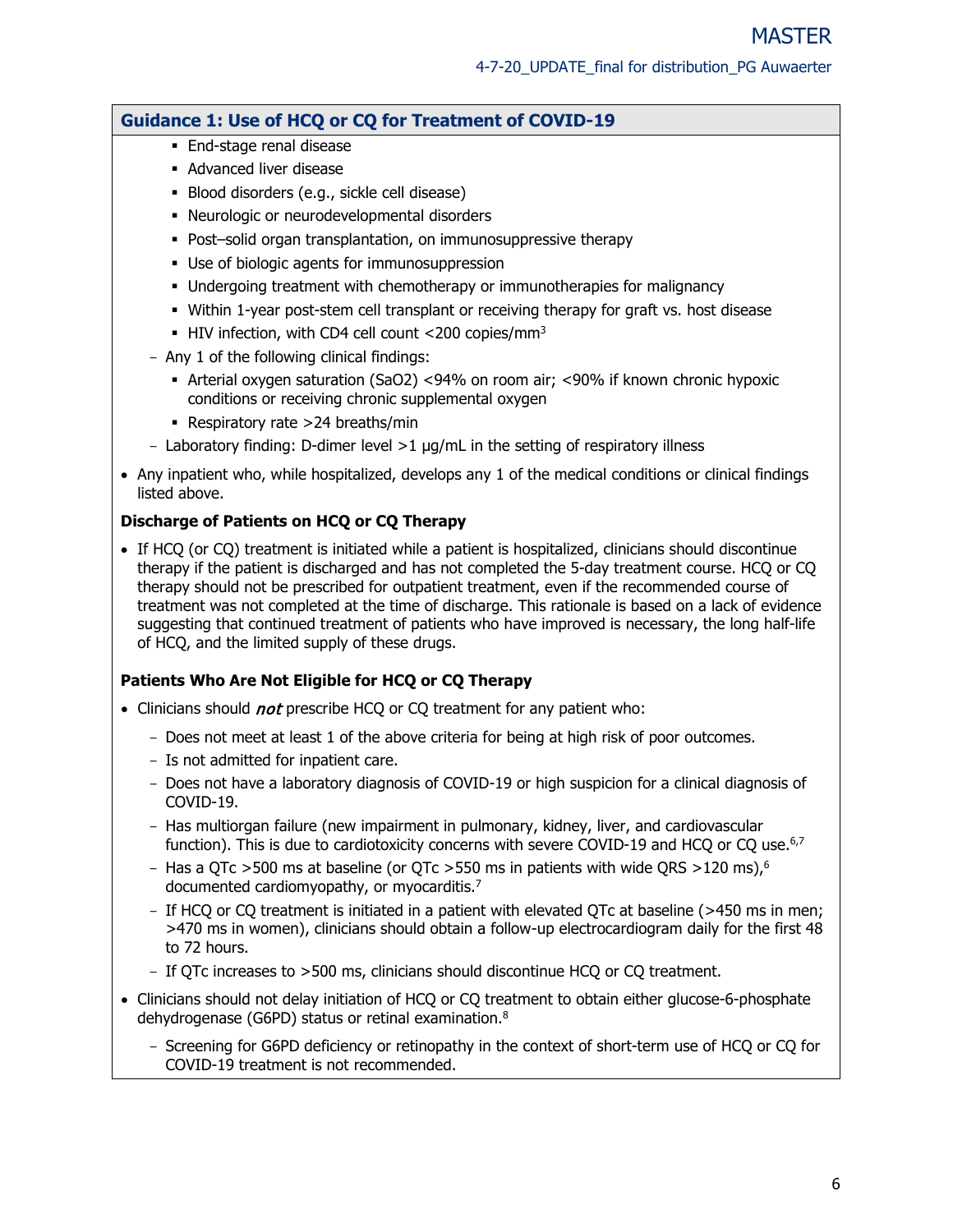## Guidance 1: Use of HCQ or CQ for Treatment of COVID-19

        - End-stage renal disease
        - Advanced liver disease
        - Blood disorders (e.g., sickle cell disease)
        - Neurologic or neurodevelopmental disorders
        - Post–solid organ transplantation, on immunosuppressive therapy
        - Use of biologic agents for immunosuppression
        - Undergoing treatment with chemotherapy or immunotherapies for malignancy
        - Within 1-year post-stem cell transplant or receiving therapy for graft vs. host disease
        - HIV infection, with CD4 cell count <200 copies/mm[3]
    - Any 1 of the following clinical findings:
        - Arterial oxygen saturation ($SaO_2$) <94% on room air; <90% if known chronic hypoxic conditions or receiving chronic supplemental oxygen
        - Respiratory rate >24 breaths/min
    - Laboratory finding: D-dimer level >1 μg/mL in the setting of respiratory illness
- Any inpatient who, while hospitalized, develops any 1 of the medical conditions or clinical findings listed above.

**Discharge of Patients on HCQ or CQ Therapy**

- If HCQ (or CQ) treatment is initiated while a patient is hospitalized, clinicians should discontinue therapy if the patient is discharged and has not completed the 5-day treatment course. HCQ or CQ therapy should not be prescribed for outpatient treatment, even if the recommended course of treatment was not completed at the time of discharge. This rationale is based on a lack of evidence suggesting that continued treatment of patients who have improved is necessary, the long half-life of HCQ, and the limited supply of these drugs.

**Patients Who Are Not Eligible for HCQ or CQ Therapy**

- Clinicians should ***not*** prescribe HCQ or CQ treatment for any patient who:
    - Does not meet at least 1 of the above criteria for being at high risk of poor outcomes.
    - Is not admitted for inpatient care.
    - Does not have a laboratory diagnosis of COVID-19 or high suspicion for a clinical diagnosis of COVID-19.
    - Has multiorgan failure (new impairment in pulmonary, kidney, liver, and cardiovascular function). This is due to cardiotoxicity concerns with severe COVID-19 and HCQ or CQ use.[6,7]
    - Has a QTc >500 ms at baseline (or QTc >550 ms in patients with wide QRS >120 ms),[6] documented cardiomyopathy, or myocarditis.[7]
    - If HCQ or CQ treatment is initiated in a patient with elevated QTc at baseline (>450 ms in men; >470 ms in women), clinicians should obtain a follow-up electrocardiogram daily for the first 48 to 72 hours.
    - If QTc increases to >500 ms, clinicians should discontinue HCQ or CQ treatment.
- Clinicians should not delay initiation of HCQ or CQ treatment to obtain either glucose-6-phosphate dehydrogenase (G6PD) status or retinal examination.[8]
    - Screening for G6PD deficiency or retinopathy in the context of short-term use of HCQ or CQ for COVID-19 treatment is not recommended.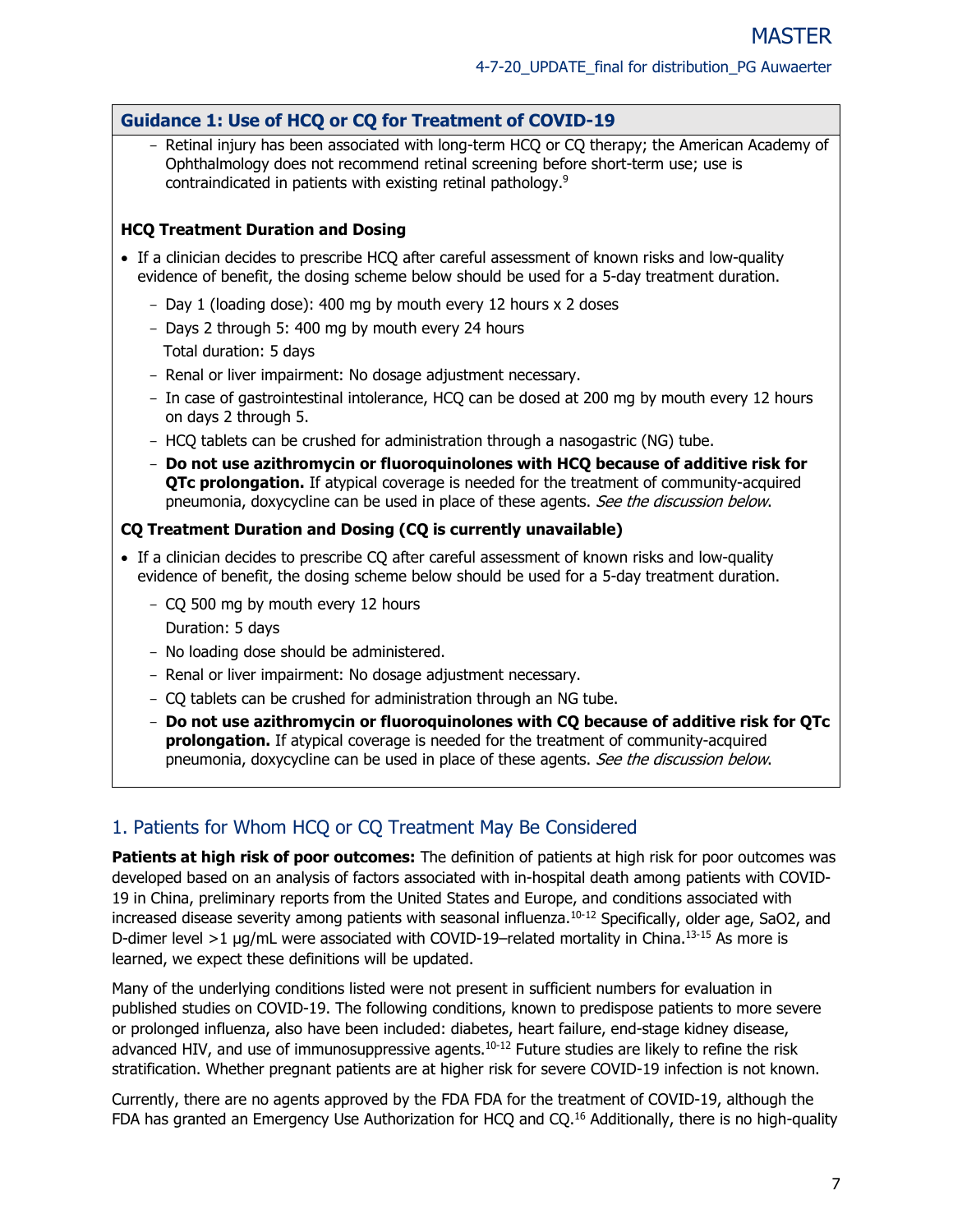### Guidance 1: Use of HCQ or CQ for Treatment of COVID-19

- Retinal injury has been associated with long-term HCQ or CQ therapy; the American Academy of Ophthalmology does not recommend retinal screening before short-term use; use is contraindicated in patients with existing retinal pathology.[9]

**HCQ Treatment Duration and Dosing**

- If a clinician decides to prescribe HCQ after careful assessment of known risks and low-quality evidence of benefit, the dosing scheme below should be used for a 5-day treatment duration.
  - Day 1 (loading dose): 400 mg by mouth every 12 hours x 2 doses
  - Days 2 through 5: 400 mg by mouth every 24 hours
    Total duration: 5 days
  - Renal or liver impairment: No dosage adjustment necessary.
  - In case of gastrointestinal intolerance, HCQ can be dosed at 200 mg by mouth every 12 hours on days 2 through 5.
  - HCQ tablets can be crushed for administration through a nasogastric (NG) tube.
  - **Do not use azithromycin or fluoroquinolones with HCQ because of additive risk for QTc prolongation.** If atypical coverage is needed for the treatment of community-acquired pneumonia, doxycycline can be used in place of these agents. *See the discussion below*.

**CQ Treatment Duration and Dosing (CQ is currently unavailable)**

- If a clinician decides to prescribe CQ after careful assessment of known risks and low-quality evidence of benefit, the dosing scheme below should be used for a 5-day treatment duration.
  - CQ 500 mg by mouth every 12 hours
    Duration: 5 days
  - No loading dose should be administered.
  - Renal or liver impairment: No dosage adjustment necessary.
  - CQ tablets can be crushed for administration through an NG tube.
  - **Do not use azithromycin or fluoroquinolones with CQ because of additive risk for QTc prolongation.** If atypical coverage is needed for the treatment of community-acquired pneumonia, doxycycline can be used in place of these agents. *See the discussion below*.

## 1. Patients for Whom HCQ or CQ Treatment May Be Considered

**Patients at high risk of poor outcomes:** The definition of patients at high risk for poor outcomes was developed based on an analysis of factors associated with in-hospital death among patients with COVID-19 in China, preliminary reports from the United States and Europe, and conditions associated with increased disease severity among patients with seasonal influenza.[10-12] Specifically, older age, SaO2, and D-dimer level >1 µg/mL were associated with COVID-19–related mortality in China.[13-15] As more is learned, we expect these definitions will be updated.

Many of the underlying conditions listed were not present in sufficient numbers for evaluation in published studies on COVID-19. The following conditions, known to predispose patients to more severe or prolonged influenza, also have been included: diabetes, heart failure, end-stage kidney disease, advanced HIV, and use of immunosuppressive agents.[10-12] Future studies are likely to refine the risk stratification. Whether pregnant patients are at higher risk for severe COVID-19 infection is not known.

Currently, there are no agents approved by the FDA FDA for the treatment of COVID-19, although the FDA has granted an Emergency Use Authorization for HCQ and CQ.[16] Additionally, there is no high-quality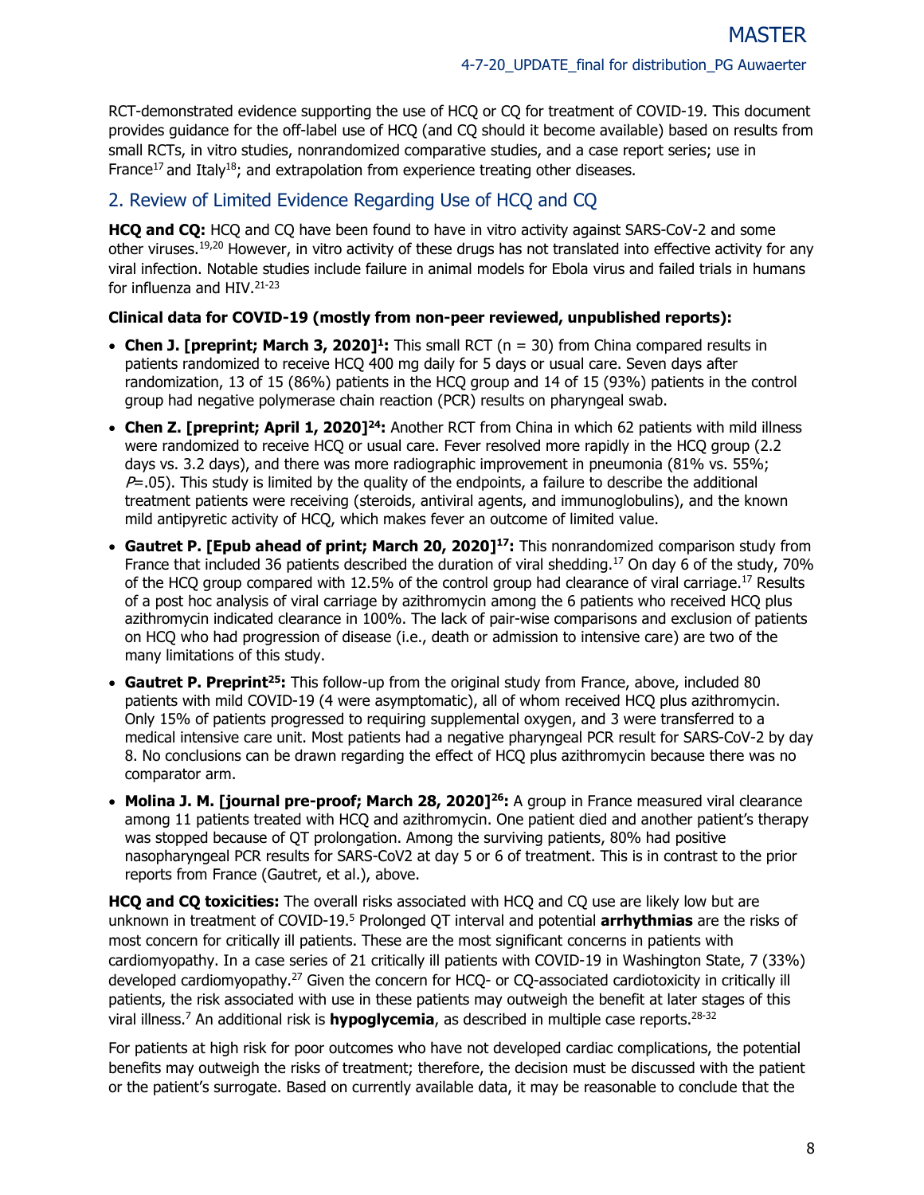RCT-demonstrated evidence supporting the use of HCQ or CQ for treatment of COVID-19. This document provides guidance for the off-label use of HCQ (and CQ should it become available) based on results from small RCTs, in vitro studies, nonrandomized comparative studies, and a case report series; use in France[17] and Italy[18]; and extrapolation from experience treating other diseases.

## 2. Review of Limited Evidence Regarding Use of HCQ and CQ

**HCQ and CQ:** HCQ and CQ have been found to have in vitro activity against SARS-CoV-2 and some other viruses.[19,20] However, in vitro activity of these drugs has not translated into effective activity for any viral infection. Notable studies include failure in animal models for Ebola virus and failed trials in humans for influenza and HIV.[21-23]

**Clinical data for COVID-19 (mostly from non-peer reviewed, unpublished reports):**

- **Chen J. [preprint; March 3, 2020][1]:** This small RCT (n = 30) from China compared results in patients randomized to receive HCQ 400 mg daily for 5 days or usual care. Seven days after randomization, 13 of 15 (86%) patients in the HCQ group and 14 of 15 (93%) patients in the control group had negative polymerase chain reaction (PCR) results on pharyngeal swab.
- **Chen Z. [preprint; April 1, 2020][24]:** Another RCT from China in which 62 patients with mild illness were randomized to receive HCQ or usual care. Fever resolved more rapidly in the HCQ group (2.2 days vs. 3.2 days), and there was more radiographic improvement in pneumonia (81% vs. 55%; $P$=.05). This study is limited by the quality of the endpoints, a failure to describe the additional treatment patients were receiving (steroids, antiviral agents, and immunoglobulins), and the known mild antipyretic activity of HCQ, which makes fever an outcome of limited value.
- **Gautret P. [Epub ahead of print; March 20, 2020][17]:** This nonrandomized comparison study from France that included 36 patients described the duration of viral shedding.[17] On day 6 of the study, 70% of the HCQ group compared with 12.5% of the control group had clearance of viral carriage.[17] Results of a post hoc analysis of viral carriage by azithromycin among the 6 patients who received HCQ plus azithromycin indicated clearance in 100%. The lack of pair-wise comparisons and exclusion of patients on HCQ who had progression of disease (i.e., death or admission to intensive care) are two of the many limitations of this study.
- **Gautret P. Preprint[25]:** This follow-up from the original study from France, above, included 80 patients with mild COVID-19 (4 were asymptomatic), all of whom received HCQ plus azithromycin. Only 15% of patients progressed to requiring supplemental oxygen, and 3 were transferred to a medical intensive care unit. Most patients had a negative pharyngeal PCR result for SARS-CoV-2 by day 8. No conclusions can be drawn regarding the effect of HCQ plus azithromycin because there was no comparator arm.
- **Molina J. M. [journal pre-proof; March 28, 2020][26]:** A group in France measured viral clearance among 11 patients treated with HCQ and azithromycin. One patient died and another patient's therapy was stopped because of QT prolongation. Among the surviving patients, 80% had positive nasopharyngeal PCR results for SARS-CoV2 at day 5 or 6 of treatment. This is in contrast to the prior reports from France (Gautret, et al.), above.

**HCQ and CQ toxicities:** The overall risks associated with HCQ and CQ use are likely low but are unknown in treatment of COVID-19.[5] Prolonged QT interval and potential **arrhythmias** are the risks of most concern for critically ill patients. These are the most significant concerns in patients with cardiomyopathy. In a case series of 21 critically ill patients with COVID-19 in Washington State, 7 (33%) developed cardiomyopathy.[27] Given the concern for HCQ- or CQ-associated cardiotoxicity in critically ill patients, the risk associated with use in these patients may outweigh the benefit at later stages of this viral illness.[7] An additional risk is **hypoglycemia**, as described in multiple case reports.[28-32]

For patients at high risk for poor outcomes who have not developed cardiac complications, the potential benefits may outweigh the risks of treatment; therefore, the decision must be discussed with the patient or the patient's surrogate. Based on currently available data, it may be reasonable to conclude that the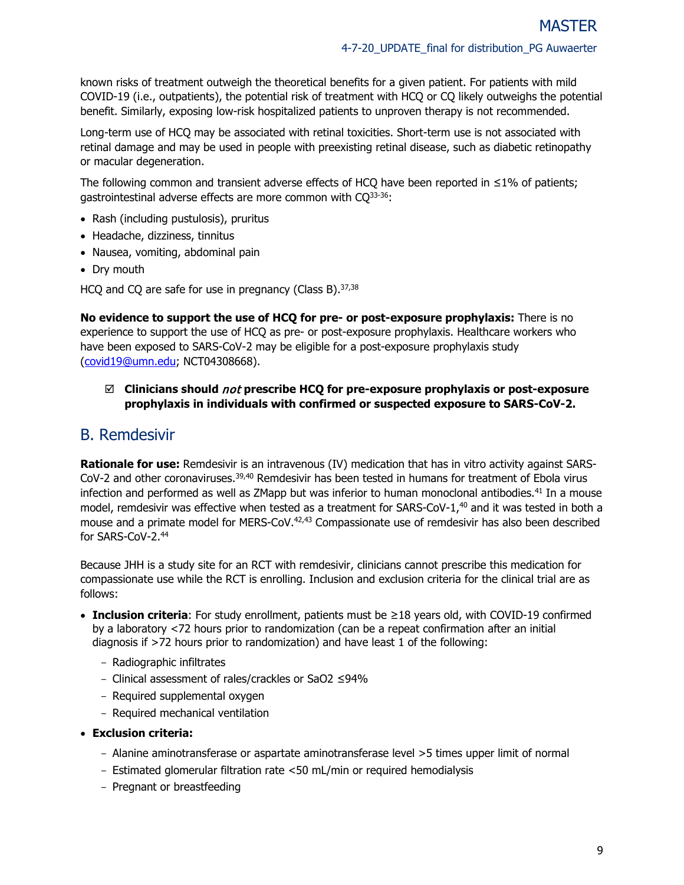known risks of treatment outweigh the theoretical benefits for a given patient. For patients with mild COVID-19 (i.e., outpatients), the potential risk of treatment with HCQ or CQ likely outweighs the potential benefit. Similarly, exposing low-risk hospitalized patients to unproven therapy is not recommended.

Long-term use of HCQ may be associated with retinal toxicities. Short-term use is not associated with retinal damage and may be used in people with preexisting retinal disease, such as diabetic retinopathy or macular degeneration.

The following common and transient adverse effects of HCQ have been reported in ≤1% of patients; gastrointestinal adverse effects are more common with CQ[33-36]:

- Rash (including pustulosis), pruritus
- Headache, dizziness, tinnitus
- Nausea, vomiting, abdominal pain
- Dry mouth

HCQ and CQ are safe for use in pregnancy (Class B).[37,38]

**No evidence to support the use of HCQ for pre- or post-exposure prophylaxis:** There is no experience to support the use of HCQ as pre- or post-exposure prophylaxis. Healthcare workers who have been exposed to SARS-CoV-2 may be eligible for a post-exposure prophylaxis study (covid19@umn.edu; NCT04308668).

☑ **Clinicians should *not* prescribe HCQ for pre-exposure prophylaxis or post-exposure prophylaxis in individuals with confirmed or suspected exposure to SARS-CoV-2.**

## B. Remdesivir

**Rationale for use:** Remdesivir is an intravenous (IV) medication that has in vitro activity against SARS-CoV-2 and other coronaviruses.[39,40] Remdesivir has been tested in humans for treatment of Ebola virus infection and performed as well as ZMapp but was inferior to human monoclonal antibodies.[41] In a mouse model, remdesivir was effective when tested as a treatment for SARS-CoV-1,[40] and it was tested in both a mouse and a primate model for MERS-CoV.[42,43] Compassionate use of remdesivir has also been described for SARS-CoV-2.[44]

Because JHH is a study site for an RCT with remdesivir, clinicians cannot prescribe this medication for compassionate use while the RCT is enrolling. Inclusion and exclusion criteria for the clinical trial are as follows:

- **Inclusion criteria**: For study enrollment, patients must be ≥18 years old, with COVID-19 confirmed by a laboratory <72 hours prior to randomization (can be a repeat confirmation after an initial diagnosis if >72 hours prior to randomization) and have least 1 of the following:
  - Radiographic infiltrates
  - Clinical assessment of rales/crackles or SaO2 ≤94%
  - Required supplemental oxygen
  - Required mechanical ventilation
- **Exclusion criteria:**
  - Alanine aminotransferase or aspartate aminotransferase level >5 times upper limit of normal
  - Estimated glomerular filtration rate <50 mL/min or required hemodialysis
  - Pregnant or breastfeeding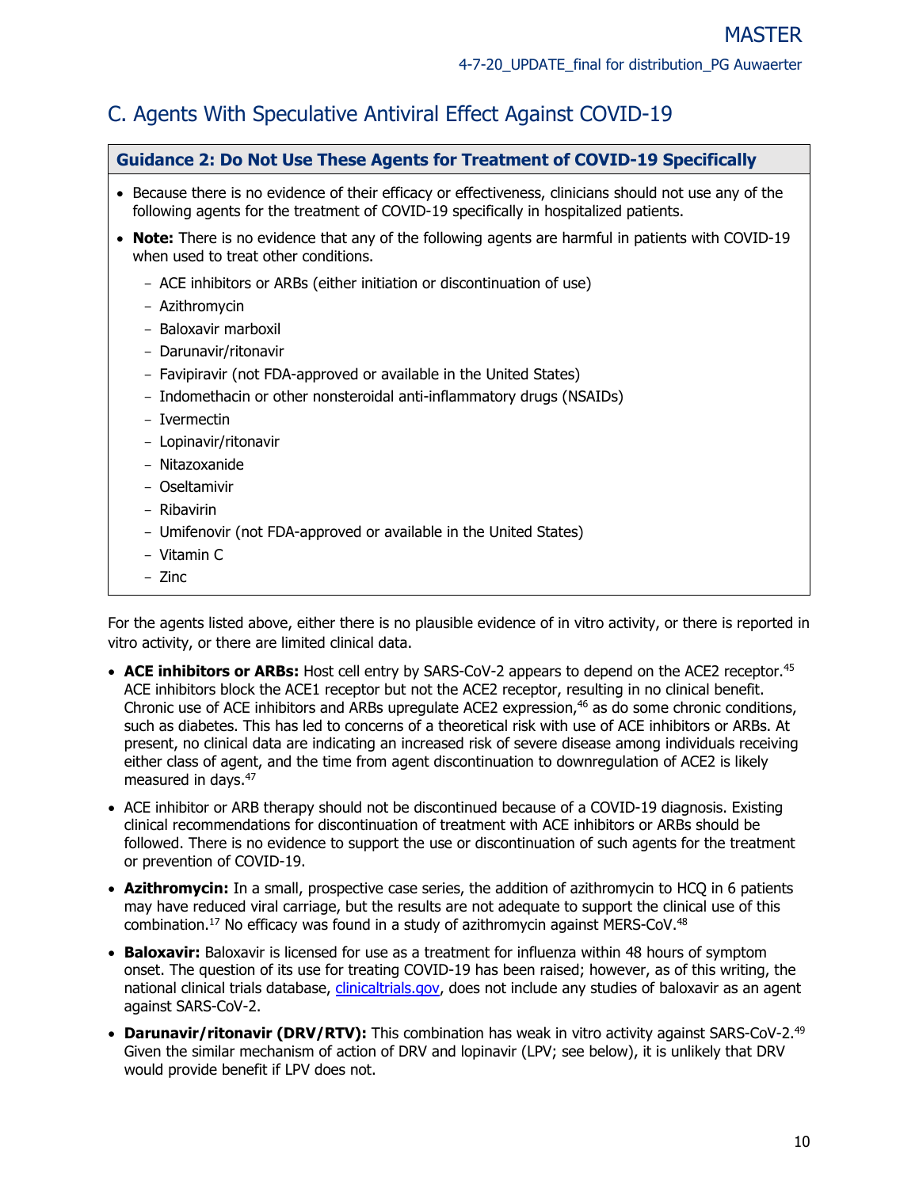## C. Agents With Speculative Antiviral Effect Against COVID-19

**Guidance 2: Do Not Use These Agents for Treatment of COVID-19 Specifically**

- Because there is no evidence of their efficacy or effectiveness, clinicians should not use any of the following agents for the treatment of COVID-19 specifically in hospitalized patients.
- **Note:** There is no evidence that any of the following agents are harmful in patients with COVID-19 when used to treat other conditions.
  - ACE inhibitors or ARBs (either initiation or discontinuation of use)
  - Azithromycin
  - Baloxavir marboxil
  - Darunavir/ritonavir
  - Favipiravir (not FDA-approved or available in the United States)
  - Indomethacin or other nonsteroidal anti-inflammatory drugs (NSAIDs)
  - Ivermectin
  - Lopinavir/ritonavir
  - Nitazoxanide
  - Oseltamivir
  - Ribavirin
  - Umifenovir (not FDA-approved or available in the United States)
  - Vitamin C
  - Zinc

For the agents listed above, either there is no plausible evidence of in vitro activity, or there is reported in vitro activity, or there are limited clinical data.

- **ACE inhibitors or ARBs:** Host cell entry by SARS-CoV-2 appears to depend on the ACE2 receptor.[45] ACE inhibitors block the ACE1 receptor but not the ACE2 receptor, resulting in no clinical benefit. Chronic use of ACE inhibitors and ARBs upregulate ACE2 expression,[46] as do some chronic conditions, such as diabetes. This has led to concerns of a theoretical risk with use of ACE inhibitors or ARBs. At present, no clinical data are indicating an increased risk of severe disease among individuals receiving either class of agent, and the time from agent discontinuation to downregulation of ACE2 is likely measured in days.[47]
- ACE inhibitor or ARB therapy should not be discontinued because of a COVID-19 diagnosis. Existing clinical recommendations for discontinuation of treatment with ACE inhibitors or ARBs should be followed. There is no evidence to support the use or discontinuation of such agents for the treatment or prevention of COVID-19.
- **Azithromycin:** In a small, prospective case series, the addition of azithromycin to HCQ in 6 patients may have reduced viral carriage, but the results are not adequate to support the clinical use of this combination.[17] No efficacy was found in a study of azithromycin against MERS-CoV.[48]
- **Baloxavir:** Baloxavir is licensed for use as a treatment for influenza within 48 hours of symptom onset. The question of its use for treating COVID-19 has been raised; however, as of this writing, the national clinical trials database, clinicaltrials.gov, does not include any studies of baloxavir as an agent against SARS-CoV-2.
- **Darunavir/ritonavir (DRV/RTV):** This combination has weak in vitro activity against SARS-CoV-2.[49] Given the similar mechanism of action of DRV and lopinavir (LPV; see below), it is unlikely that DRV would provide benefit if LPV does not.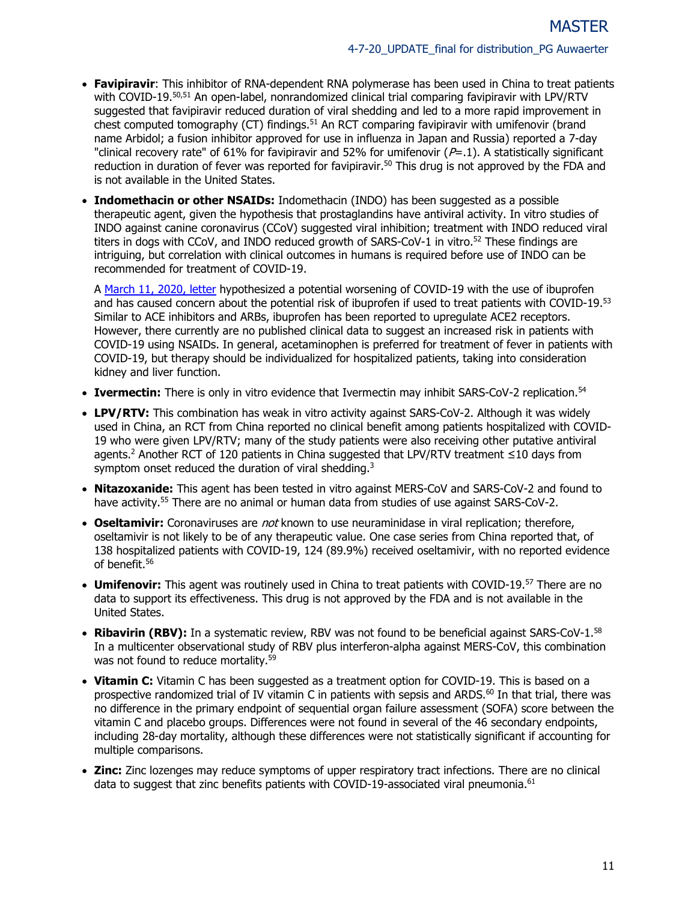- **Favipiravir**: This inhibitor of RNA-dependent RNA polymerase has been used in China to treat patients with COVID-19.[50,51] An open-label, nonrandomized clinical trial comparing favipiravir with LPV/RTV suggested that favipiravir reduced duration of viral shedding and led to a more rapid improvement in chest computed tomography (CT) findings.[51] An RCT comparing favipiravir with umifenovir (brand name Arbidol; a fusion inhibitor approved for use in influenza in Japan and Russia) reported a 7-day "clinical recovery rate" of 61% for favipiravir and 52% for umifenovir ($P$=.1). A statistically significant reduction in duration of fever was reported for favipiravir.[50] This drug is not approved by the FDA and is not available in the United States.

- **Indomethacin or other NSAIDs:** Indomethacin (INDO) has been suggested as a possible therapeutic agent, given the hypothesis that prostaglandins have antiviral activity. In vitro studies of INDO against canine coronavirus (CCoV) suggested viral inhibition; treatment with INDO reduced viral titers in dogs with CCoV, and INDO reduced growth of SARS-CoV-1 in vitro.[52] These findings are intriguing, but correlation with clinical outcomes in humans is required before use of INDO can be recommended for treatment of COVID-19.

  A March 11, 2020, letter hypothesized a potential worsening of COVID-19 with the use of ibuprofen and has caused concern about the potential risk of ibuprofen if used to treat patients with COVID-19.[53] Similar to ACE inhibitors and ARBs, ibuprofen has been reported to upregulate ACE2 receptors. However, there currently are no published clinical data to suggest an increased risk in patients with COVID-19 using NSAIDs. In general, acetaminophen is preferred for treatment of fever in patients with COVID-19, but therapy should be individualized for hospitalized patients, taking into consideration kidney and liver function.

- **Ivermectin:** There is only in vitro evidence that Ivermectin may inhibit SARS-CoV-2 replication.[54]

- **LPV/RTV:** This combination has weak in vitro activity against SARS-CoV-2. Although it was widely used in China, an RCT from China reported no clinical benefit among patients hospitalized with COVID-19 who were given LPV/RTV; many of the study patients were also receiving other putative antiviral agents.[2] Another RCT of 120 patients in China suggested that LPV/RTV treatment ≤10 days from symptom onset reduced the duration of viral shedding.[3]

- **Nitazoxanide:** This agent has been tested in vitro against MERS-CoV and SARS-CoV-2 and found to have activity.[55] There are no animal or human data from studies of use against SARS-CoV-2.

- **Oseltamivir:** Coronaviruses are *not* known to use neuraminidase in viral replication; therefore, oseltamivir is not likely to be of any therapeutic value. One case series from China reported that, of 138 hospitalized patients with COVID-19, 124 (89.9%) received oseltamivir, with no reported evidence of benefit.[56]

- **Umifenovir:** This agent was routinely used in China to treat patients with COVID-19.[57] There are no data to support its effectiveness. This drug is not approved by the FDA and is not available in the United States.

- **Ribavirin (RBV):** In a systematic review, RBV was not found to be beneficial against SARS-CoV-1.[58] In a multicenter observational study of RBV plus interferon-alpha against MERS-CoV, this combination was not found to reduce mortality.[59]

- **Vitamin C:** Vitamin C has been suggested as a treatment option for COVID-19. This is based on a prospective randomized trial of IV vitamin C in patients with sepsis and ARDS.[60] In that trial, there was no difference in the primary endpoint of sequential organ failure assessment (SOFA) score between the vitamin C and placebo groups. Differences were not found in several of the 46 secondary endpoints, including 28-day mortality, although these differences were not statistically significant if accounting for multiple comparisons.

- **Zinc:** Zinc lozenges may reduce symptoms of upper respiratory tract infections. There are no clinical data to suggest that zinc benefits patients with COVID-19-associated viral pneumonia.[61]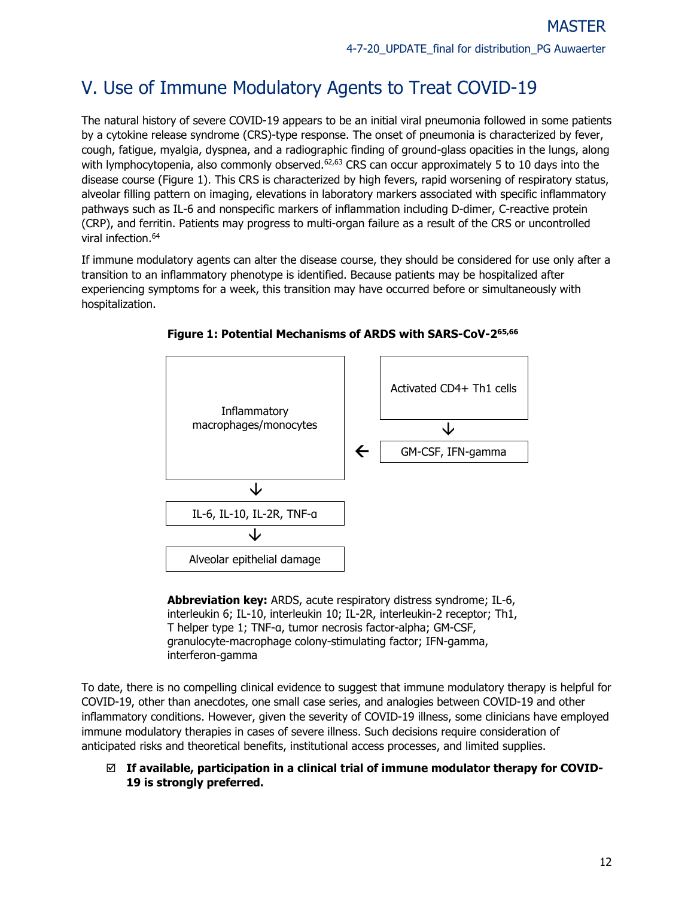# V. Use of Immune Modulatory Agents to Treat COVID-19

The natural history of severe COVID-19 appears to be an initial viral pneumonia followed in some patients by a cytokine release syndrome (CRS)-type response. The onset of pneumonia is characterized by fever, cough, fatigue, myalgia, dyspnea, and a radiographic finding of ground-glass opacities in the lungs, along with lymphocytopenia, also commonly observed.[62,63] CRS can occur approximately 5 to 10 days into the disease course (Figure 1). This CRS is characterized by high fevers, rapid worsening of respiratory status, alveolar filling pattern on imaging, elevations in laboratory markers associated with specific inflammatory pathways such as IL-6 and nonspecific markers of inflammation including D-dimer, C-reactive protein (CRP), and ferritin. Patients may progress to multi-organ failure as a result of the CRS or uncontrolled viral infection.[64]

If immune modulatory agents can alter the disease course, they should be considered for use only after a transition to an inflammatory phenotype is identified. Because patients may be hospitalized after experiencing symptoms for a week, this transition may have occurred before or simultaneously with hospitalization.

**Figure 1: Potential Mechanisms of ARDS with SARS-CoV-2[65,66]**

Activated CD4+ Th1 cells

↓

GM-CSF, IFN-gamma

← Inflammatory macrophages/monocytes

↓

IL-6, IL-10, IL-2R, TNF-α

↓

Alveolar epithelial damage

**Abbreviation key:** ARDS, acute respiratory distress syndrome; IL-6, interleukin 6; IL-10, interleukin 10; IL-2R, interleukin-2 receptor; Th1, T helper type 1; TNF-α, tumor necrosis factor-alpha; GM-CSF, granulocyte-macrophage colony-stimulating factor; IFN-gamma, interferon-gamma

To date, there is no compelling clinical evidence to suggest that immune modulatory therapy is helpful for COVID-19, other than anecdotes, one small case series, and analogies between COVID-19 and other inflammatory conditions. However, given the severity of COVID-19 illness, some clinicians have employed immune modulatory therapies in cases of severe illness. Such decisions require consideration of anticipated risks and theoretical benefits, institutional access processes, and limited supplies.

- ☑ **If available, participation in a clinical trial of immune modulator therapy for COVID-19 is strongly preferred.**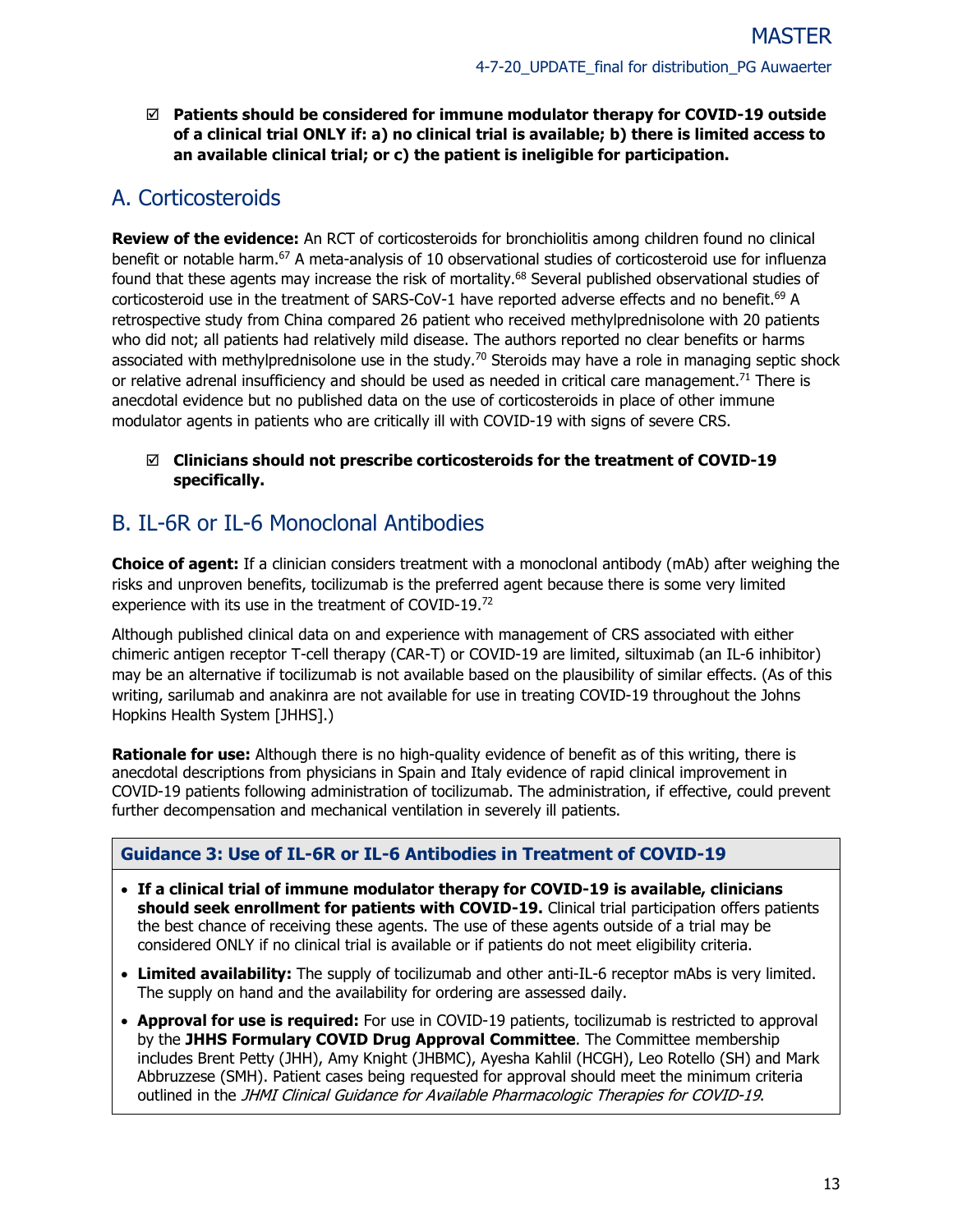☑ **Patients should be considered for immune modulator therapy for COVID-19 outside of a clinical trial ONLY if: a) no clinical trial is available; b) there is limited access to an available clinical trial; or c) the patient is ineligible for participation.**

## A. Corticosteroids

**Review of the evidence:** An RCT of corticosteroids for bronchiolitis among children found no clinical benefit or notable harm.[67] A meta-analysis of 10 observational studies of corticosteroid use for influenza found that these agents may increase the risk of mortality.[68] Several published observational studies of corticosteroid use in the treatment of SARS-CoV-1 have reported adverse effects and no benefit.[69] A retrospective study from China compared 26 patient who received methylprednisolone with 20 patients who did not; all patients had relatively mild disease. The authors reported no clear benefits or harms associated with methylprednisolone use in the study.[70] Steroids may have a role in managing septic shock or relative adrenal insufficiency and should be used as needed in critical care management.[71] There is anecdotal evidence but no published data on the use of corticosteroids in place of other immune modulator agents in patients who are critically ill with COVID-19 with signs of severe CRS.

☑ **Clinicians should not prescribe corticosteroids for the treatment of COVID-19 specifically.**

## B. IL-6R or IL-6 Monoclonal Antibodies

**Choice of agent:** If a clinician considers treatment with a monoclonal antibody (mAb) after weighing the risks and unproven benefits, tocilizumab is the preferred agent because there is some very limited experience with its use in the treatment of COVID-19.[72]

Although published clinical data on and experience with management of CRS associated with either chimeric antigen receptor T-cell therapy (CAR-T) or COVID-19 are limited, siltuximab (an IL-6 inhibitor) may be an alternative if tocilizumab is not available based on the plausibility of similar effects. (As of this writing, sarilumab and anakinra are not available for use in treating COVID-19 throughout the Johns Hopkins Health System [JHHS].)

**Rationale for use:** Although there is no high-quality evidence of benefit as of this writing, there is anecdotal descriptions from physicians in Spain and Italy evidence of rapid clinical improvement in COVID-19 patients following administration of tocilizumab. The administration, if effective, could prevent further decompensation and mechanical ventilation in severely ill patients.

### Guidance 3: Use of IL-6R or IL-6 Antibodies in Treatment of COVID-19

- **If a clinical trial of immune modulator therapy for COVID-19 is available, clinicians should seek enrollment for patients with COVID-19.** Clinical trial participation offers patients the best chance of receiving these agents. The use of these agents outside of a trial may be considered ONLY if no clinical trial is available or if patients do not meet eligibility criteria.
- **Limited availability:** The supply of tocilizumab and other anti-IL-6 receptor mAbs is very limited. The supply on hand and the availability for ordering are assessed daily.
- **Approval for use is required:** For use in COVID-19 patients, tocilizumab is restricted to approval by the **JHHS Formulary COVID Drug Approval Committee**. The Committee membership includes Brent Petty (JHH), Amy Knight (JHBMC), Ayesha Kahlil (HCGH), Leo Rotello (SH) and Mark Abbruzzese (SMH). Patient cases being requested for approval should meet the minimum criteria outlined in the *JHMI Clinical Guidance for Available Pharmacologic Therapies for COVID-19*.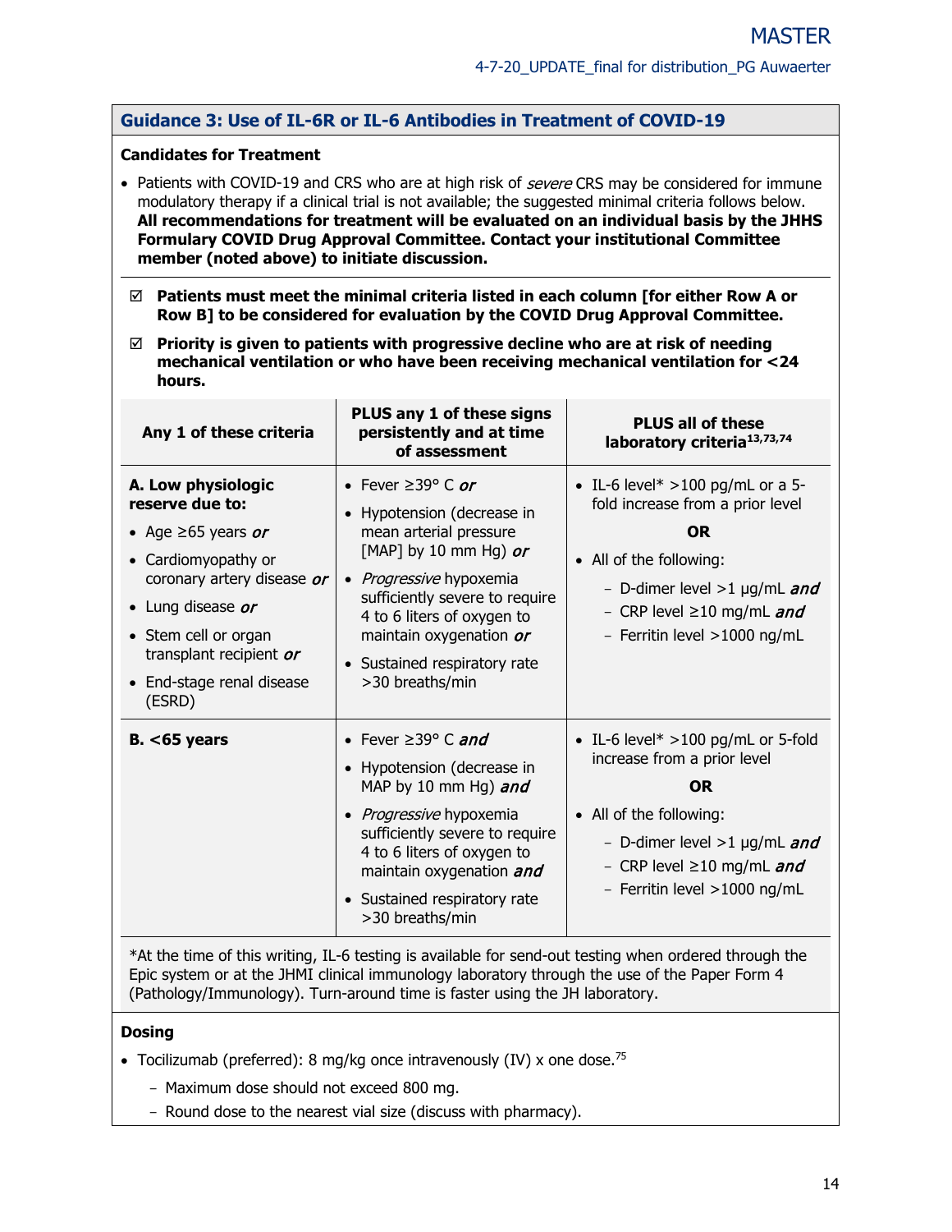## Guidance 3: Use of IL-6R or IL-6 Antibodies in Treatment of COVID-19

### Candidates for Treatment

- Patients with COVID-19 and CRS who are at high risk of *severe* CRS may be considered for immune modulatory therapy if a clinical trial is not available; the suggested minimal criteria follows below. **All recommendations for treatment will be evaluated on an individual basis by the JHHS Formulary COVID Drug Approval Committee. Contact your institutional Committee member (noted above) to initiate discussion.**

---

- ☑ **Patients must meet the minimal criteria listed in each column [for either Row A or Row B] to be considered for evaluation by the COVID Drug Approval Committee.**
- ☑ **Priority is given to patients with progressive decline who are at risk of needing mechanical ventilation or who have been receiving mechanical ventilation for <24 hours.**

| Any 1 of these criteria | PLUS any 1 of these signs persistently and at time of assessment | PLUS all of these laboratory criteria[13,73,74] |
|---|---|---|
| **A. Low physiologic reserve due to:**<br>• Age ≥65 years ***or***<br>• Cardiomyopathy or coronary artery disease ***or***<br>• Lung disease ***or***<br>• Stem cell or organ transplant recipient ***or***<br>• End-stage renal disease (ESRD) | • Fever ≥39° C ***or***<br>• Hypotension (decrease in mean arterial pressure [MAP] by 10 mm Hg) ***or***<br>• *Progressive* hypoxemia sufficiently severe to require 4 to 6 liters of oxygen to maintain oxygenation ***or***<br>• Sustained respiratory rate >30 breaths/min | • IL-6 level* >100 pg/mL or a 5-fold increase from a prior level<br>**OR**<br>• All of the following:<br>– D-dimer level >1 µg/mL ***and***<br>– CRP level ≥10 mg/mL ***and***<br>– Ferritin level >1000 ng/mL |
| **B. <65 years** | • Fever ≥39° C ***and***<br>• Hypotension (decrease in MAP by 10 mm Hg) ***and***<br>• *Progressive* hypoxemia sufficiently severe to require 4 to 6 liters of oxygen to maintain oxygenation ***and***<br>• Sustained respiratory rate >30 breaths/min | • IL-6 level* >100 pg/mL or 5-fold increase from a prior level<br>**OR**<br>• All of the following:<br>– D-dimer level >1 µg/mL ***and***<br>– CRP level ≥10 mg/mL ***and***<br>– Ferritin level >1000 ng/mL |

*At the time of this writing, IL-6 testing is available for send-out testing when ordered through the Epic system or at the JHMI clinical immunology laboratory through the use of the Paper Form 4 (Pathology/Immunology). Turn-around time is faster using the JH laboratory.

### Dosing

- Tocilizumab (preferred): 8 mg/kg once intravenously (IV) x one dose.[75]
  - Maximum dose should not exceed 800 mg.
  - Round dose to the nearest vial size (discuss with pharmacy).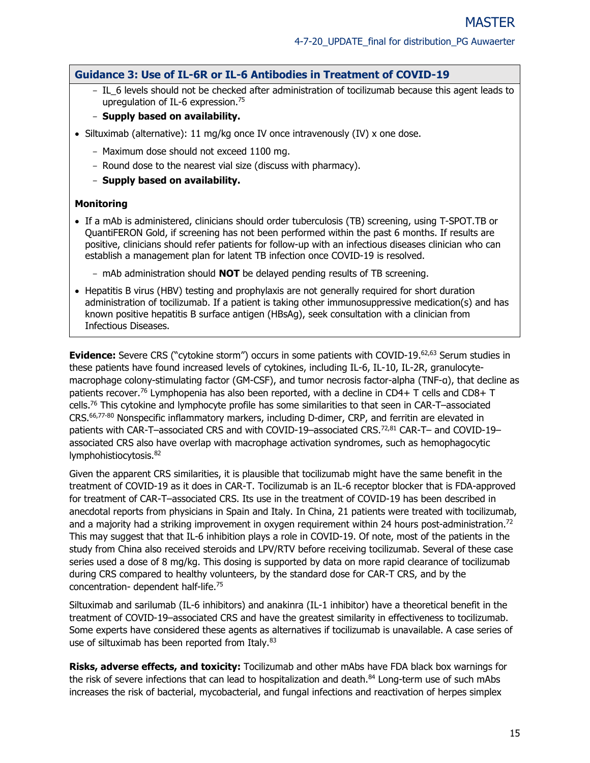## Guidance 3: Use of IL-6R or IL-6 Antibodies in Treatment of COVID-19

- IL_6 levels should not be checked after administration of tocilizumab because this agent leads to upregulation of IL-6 expression.[75]
- **Supply based on availability.**

- Siltuximab (alternative): 11 mg/kg once IV once intravenously (IV) x one dose.
  - Maximum dose should not exceed 1100 mg.
  - Round dose to the nearest vial size (discuss with pharmacy).
  - **Supply based on availability.**

**Monitoring**

- If a mAb is administered, clinicians should order tuberculosis (TB) screening, using T-SPOT.TB or QuantiFERON Gold, if screening has not been performed within the past 6 months. If results are positive, clinicians should refer patients for follow-up with an infectious diseases clinician who can establish a management plan for latent TB infection once COVID-19 is resolved.
  - mAb administration should **NOT** be delayed pending results of TB screening.
- Hepatitis B virus (HBV) testing and prophylaxis are not generally required for short duration administration of tocilizumab. If a patient is taking other immunosuppressive medication(s) and has known positive hepatitis B surface antigen (HBsAg), seek consultation with a clinician from Infectious Diseases.

**Evidence:** Severe CRS ("cytokine storm") occurs in some patients with COVID-19.[62,63] Serum studies in these patients have found increased levels of cytokines, including IL-6, IL-10, IL-2R, granulocyte-macrophage colony-stimulating factor (GM-CSF), and tumor necrosis factor-alpha (TNF-α), that decline as patients recover.[76] Lymphopenia has also been reported, with a decline in CD4+ T cells and CD8+ T cells.[76] This cytokine and lymphocyte profile has some similarities to that seen in CAR-T–associated CRS.[66,77-80] Nonspecific inflammatory markers, including D-dimer, CRP, and ferritin are elevated in patients with CAR-T–associated CRS and with COVID-19–associated CRS.[72,81] CAR-T– and COVID-19–associated CRS also have overlap with macrophage activation syndromes, such as hemophagocytic lymphohistiocytosis.[82]

Given the apparent CRS similarities, it is plausible that tocilizumab might have the same benefit in the treatment of COVID-19 as it does in CAR-T. Tocilizumab is an IL-6 receptor blocker that is FDA-approved for treatment of CAR-T–associated CRS. Its use in the treatment of COVID-19 has been described in anecdotal reports from physicians in Spain and Italy. In China, 21 patients were treated with tocilizumab, and a majority had a striking improvement in oxygen requirement within 24 hours post-administration.[72] This may suggest that that IL-6 inhibition plays a role in COVID-19. Of note, most of the patients in the study from China also received steroids and LPV/RTV before receiving tocilizumab. Several of these case series used a dose of 8 mg/kg. This dosing is supported by data on more rapid clearance of tocilizumab during CRS compared to healthy volunteers, by the standard dose for CAR-T CRS, and by the concentration- dependent half-life.[75]

Siltuximab and sarilumab (IL-6 inhibitors) and anakinra (IL-1 inhibitor) have a theoretical benefit in the treatment of COVID-19–associated CRS and have the greatest similarity in effectiveness to tocilizumab. Some experts have considered these agents as alternatives if tocilizumab is unavailable. A case series of use of siltuximab has been reported from Italy.[83]

**Risks, adverse effects, and toxicity:** Tocilizumab and other mAbs have FDA black box warnings for the risk of severe infections that can lead to hospitalization and death.[84] Long-term use of such mAbs increases the risk of bacterial, mycobacterial, and fungal infections and reactivation of herpes simplex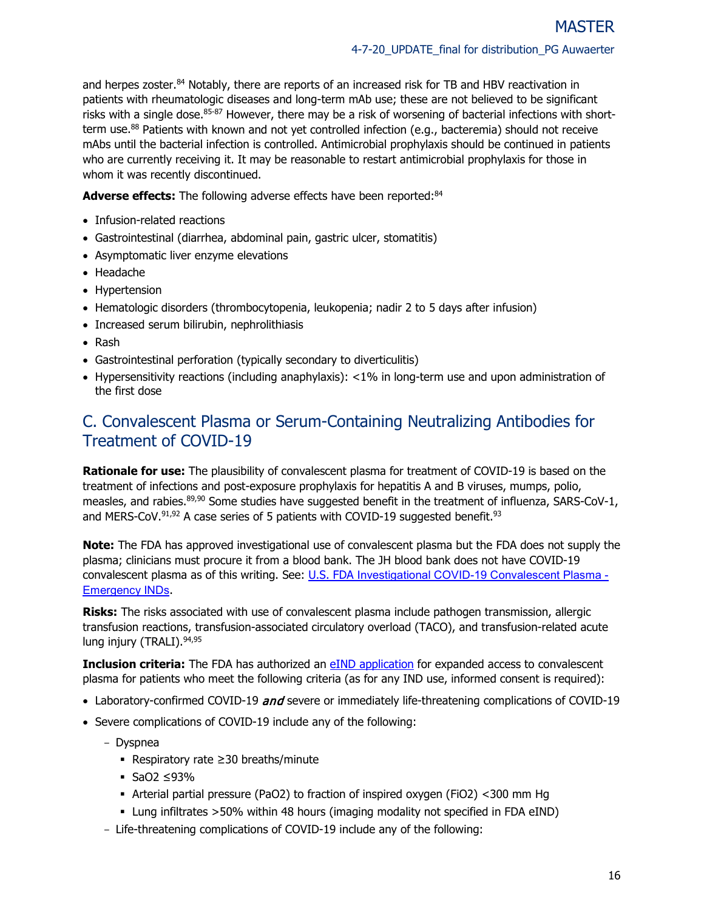and herpes zoster.[84] Notably, there are reports of an increased risk for TB and HBV reactivation in patients with rheumatologic diseases and long-term mAb use; these are not believed to be significant risks with a single dose.[85-87] However, there may be a risk of worsening of bacterial infections with short-term use.[88] Patients with known and not yet controlled infection (e.g., bacteremia) should not receive mAbs until the bacterial infection is controlled. Antimicrobial prophylaxis should be continued in patients who are currently receiving it. It may be reasonable to restart antimicrobial prophylaxis for those in whom it was recently discontinued.

**Adverse effects:** The following adverse effects have been reported:[84]

- Infusion-related reactions
- Gastrointestinal (diarrhea, abdominal pain, gastric ulcer, stomatitis)
- Asymptomatic liver enzyme elevations
- Headache
- Hypertension
- Hematologic disorders (thrombocytopenia, leukopenia; nadir 2 to 5 days after infusion)
- Increased serum bilirubin, nephrolithiasis
- Rash
- Gastrointestinal perforation (typically secondary to diverticulitis)
- Hypersensitivity reactions (including anaphylaxis): <1% in long-term use and upon administration of the first dose

## C. Convalescent Plasma or Serum-Containing Neutralizing Antibodies for Treatment of COVID-19

**Rationale for use:** The plausibility of convalescent plasma for treatment of COVID-19 is based on the treatment of infections and post-exposure prophylaxis for hepatitis A and B viruses, mumps, polio, measles, and rabies.[89,90] Some studies have suggested benefit in the treatment of influenza, SARS-CoV-1, and MERS-CoV.[91,92] A case series of 5 patients with COVID-19 suggested benefit.[93]

**Note:** The FDA has approved investigational use of convalescent plasma but the FDA does not supply the plasma; clinicians must procure it from a blood bank. The JH blood bank does not have COVID-19 convalescent plasma as of this writing. See: U.S. FDA Investigational COVID-19 Convalescent Plasma - Emergency INDs.

**Risks:** The risks associated with use of convalescent plasma include pathogen transmission, allergic transfusion reactions, transfusion-associated circulatory overload (TACO), and transfusion-related acute lung injury (TRALI).[94,95]

**Inclusion criteria:** The FDA has authorized an eIND application for expanded access to convalescent plasma for patients who meet the following criteria (as for any IND use, informed consent is required):

- Laboratory-confirmed COVID-19 ***and*** severe or immediately life-threatening complications of COVID-19
- Severe complications of COVID-19 include any of the following:
  - Dyspnea
    - Respiratory rate ≥30 breaths/minute
    - $SaO_2$ ≤93%
    - Arterial partial pressure ($PaO_2$) to fraction of inspired oxygen ($FiO_2$) <300 mm Hg
    - Lung infiltrates >50% within 48 hours (imaging modality not specified in FDA eIND)
  - Life-threatening complications of COVID-19 include any of the following: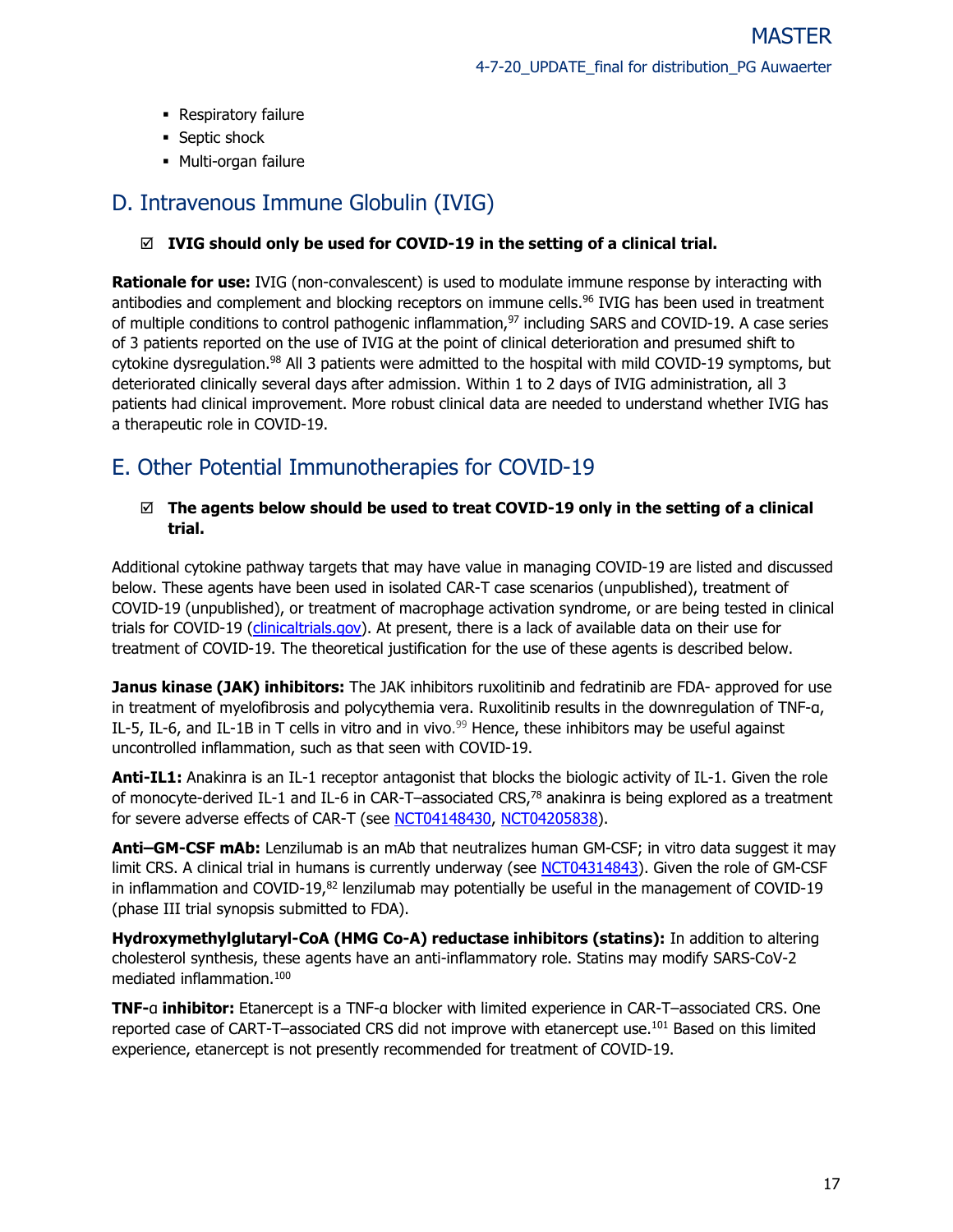- Respiratory failure
- Septic shock
- Multi-organ failure

## D. Intravenous Immune Globulin (IVIG)

☑ **IVIG should only be used for COVID-19 in the setting of a clinical trial.**

**Rationale for use:** IVIG (non-convalescent) is used to modulate immune response by interacting with antibodies and complement and blocking receptors on immune cells.[96] IVIG has been used in treatment of multiple conditions to control pathogenic inflammation,[97] including SARS and COVID-19. A case series of 3 patients reported on the use of IVIG at the point of clinical deterioration and presumed shift to cytokine dysregulation.[98] All 3 patients were admitted to the hospital with mild COVID-19 symptoms, but deteriorated clinically several days after admission. Within 1 to 2 days of IVIG administration, all 3 patients had clinical improvement. More robust clinical data are needed to understand whether IVIG has a therapeutic role in COVID-19.

## E. Other Potential Immunotherapies for COVID-19

☑ **The agents below should be used to treat COVID-19 only in the setting of a clinical trial.**

Additional cytokine pathway targets that may have value in managing COVID-19 are listed and discussed below. These agents have been used in isolated CAR-T case scenarios (unpublished), treatment of COVID-19 (unpublished), or treatment of macrophage activation syndrome, or are being tested in clinical trials for COVID-19 (clinicaltrials.gov). At present, there is a lack of available data on their use for treatment of COVID-19. The theoretical justification for the use of these agents is described below.

**Janus kinase (JAK) inhibitors:** The JAK inhibitors ruxolitinib and fedratinib are FDA- approved for use in treatment of myelofibrosis and polycythemia vera. Ruxolitinib results in the downregulation of TNF-α, IL-5, IL-6, and IL-1B in T cells in vitro and in vivo.[99] Hence, these inhibitors may be useful against uncontrolled inflammation, such as that seen with COVID-19.

**Anti-IL1:** Anakinra is an IL-1 receptor antagonist that blocks the biologic activity of IL-1. Given the role of monocyte-derived IL-1 and IL-6 in CAR-T–associated CRS,[78] anakinra is being explored as a treatment for severe adverse effects of CAR-T (see NCT04148430, NCT04205838).

**Anti–GM-CSF mAb:** Lenzilumab is an mAb that neutralizes human GM-CSF; in vitro data suggest it may limit CRS. A clinical trial in humans is currently underway (see NCT04314843). Given the role of GM-CSF in inflammation and COVID-19,[82] lenzilumab may potentially be useful in the management of COVID-19 (phase III trial synopsis submitted to FDA).

**Hydroxymethylglutaryl-CoA (HMG Co-A) reductase inhibitors (statins):** In addition to altering cholesterol synthesis, these agents have an anti-inflammatory role. Statins may modify SARS-CoV-2 mediated inflammation.[100]

**TNF-α inhibitor:** Etanercept is a TNF-α blocker with limited experience in CAR-T–associated CRS. One reported case of CART-T–associated CRS did not improve with etanercept use.[101] Based on this limited experience, etanercept is not presently recommended for treatment of COVID-19.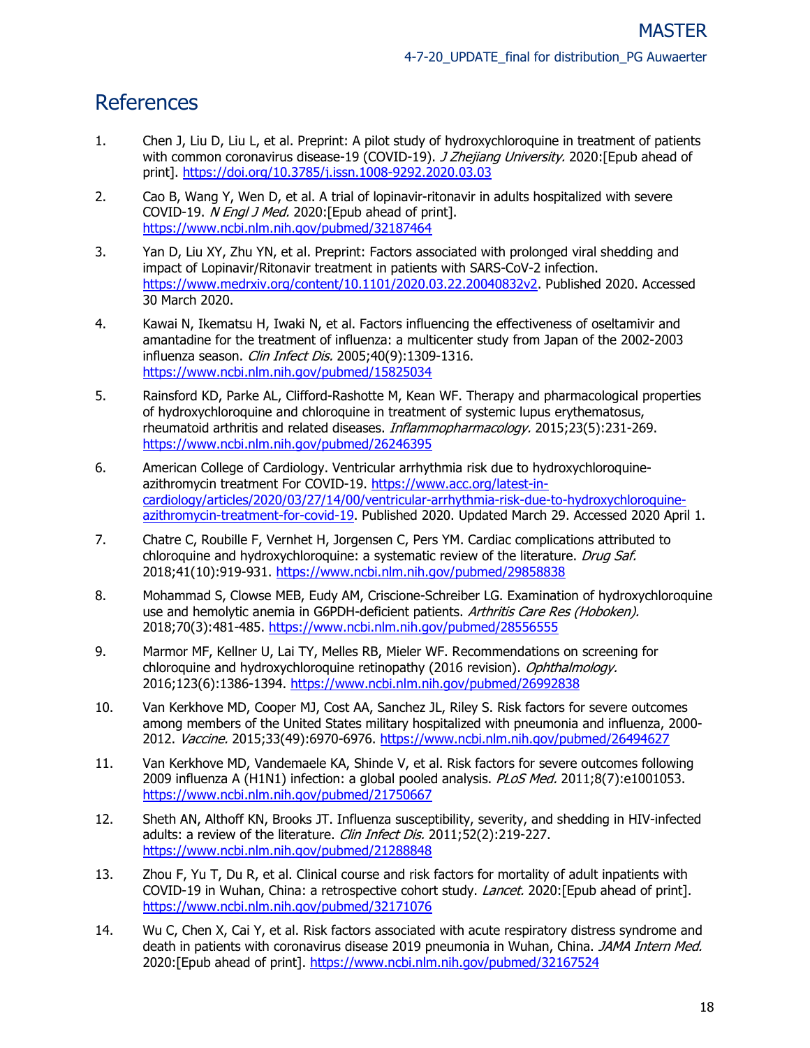# References

1. Chen J, Liu D, Liu L, et al. Preprint: A pilot study of hydroxychloroquine in treatment of patients with common coronavirus disease-19 (COVID-19). *J Zhejiang University.* 2020:[Epub ahead of print]. https://doi.org/10.3785/j.issn.1008-9292.2020.03.03

2. Cao B, Wang Y, Wen D, et al. A trial of lopinavir-ritonavir in adults hospitalized with severe COVID-19. *N Engl J Med.* 2020:[Epub ahead of print]. https://www.ncbi.nlm.nih.gov/pubmed/32187464

3. Yan D, Liu XY, Zhu YN, et al. Preprint: Factors associated with prolonged viral shedding and impact of Lopinavir/Ritonavir treatment in patients with SARS-CoV-2 infection. https://www.medrxiv.org/content/10.1101/2020.03.22.20040832v2. Published 2020. Accessed 30 March 2020.

4. Kawai N, Ikematsu H, Iwaki N, et al. Factors influencing the effectiveness of oseltamivir and amantadine for the treatment of influenza: a multicenter study from Japan of the 2002-2003 influenza season. *Clin Infect Dis.* 2005;40(9):1309-1316. https://www.ncbi.nlm.nih.gov/pubmed/15825034

5. Rainsford KD, Parke AL, Clifford-Rashotte M, Kean WF. Therapy and pharmacological properties of hydroxychloroquine and chloroquine in treatment of systemic lupus erythematosus, rheumatoid arthritis and related diseases. *Inflammopharmacology.* 2015;23(5):231-269. https://www.ncbi.nlm.nih.gov/pubmed/26246395

6. American College of Cardiology. Ventricular arrhythmia risk due to hydroxychloroquine-azithromycin treatment For COVID-19. https://www.acc.org/latest-in-cardiology/articles/2020/03/27/14/00/ventricular-arrhythmia-risk-due-to-hydroxychloroquine-azithromycin-treatment-for-covid-19. Published 2020. Updated March 29. Accessed 2020 April 1.

7. Chatre C, Roubille F, Vernhet H, Jorgensen C, Pers YM. Cardiac complications attributed to chloroquine and hydroxychloroquine: a systematic review of the literature. *Drug Saf.* 2018;41(10):919-931. https://www.ncbi.nlm.nih.gov/pubmed/29858838

8. Mohammad S, Clowse MEB, Eudy AM, Criscione-Schreiber LG. Examination of hydroxychloroquine use and hemolytic anemia in G6PDH-deficient patients. *Arthritis Care Res (Hoboken).* 2018;70(3):481-485. https://www.ncbi.nlm.nih.gov/pubmed/28556555

9. Marmor MF, Kellner U, Lai TY, Melles RB, Mieler WF. Recommendations on screening for chloroquine and hydroxychloroquine retinopathy (2016 revision). *Ophthalmology.* 2016;123(6):1386-1394. https://www.ncbi.nlm.nih.gov/pubmed/26992838

10. Van Kerkhove MD, Cooper MJ, Cost AA, Sanchez JL, Riley S. Risk factors for severe outcomes among members of the United States military hospitalized with pneumonia and influenza, 2000-2012. *Vaccine.* 2015;33(49):6970-6976. https://www.ncbi.nlm.nih.gov/pubmed/26494627

11. Van Kerkhove MD, Vandemaele KA, Shinde V, et al. Risk factors for severe outcomes following 2009 influenza A (H1N1) infection: a global pooled analysis. *PLoS Med.* 2011;8(7):e1001053. https://www.ncbi.nlm.nih.gov/pubmed/21750667

12. Sheth AN, Althoff KN, Brooks JT. Influenza susceptibility, severity, and shedding in HIV-infected adults: a review of the literature. *Clin Infect Dis.* 2011;52(2):219-227. https://www.ncbi.nlm.nih.gov/pubmed/21288848

13. Zhou F, Yu T, Du R, et al. Clinical course and risk factors for mortality of adult inpatients with COVID-19 in Wuhan, China: a retrospective cohort study. *Lancet.* 2020:[Epub ahead of print]. https://www.ncbi.nlm.nih.gov/pubmed/32171076

14. Wu C, Chen X, Cai Y, et al. Risk factors associated with acute respiratory distress syndrome and death in patients with coronavirus disease 2019 pneumonia in Wuhan, China. *JAMA Intern Med.* 2020:[Epub ahead of print]. https://www.ncbi.nlm.nih.gov/pubmed/32167524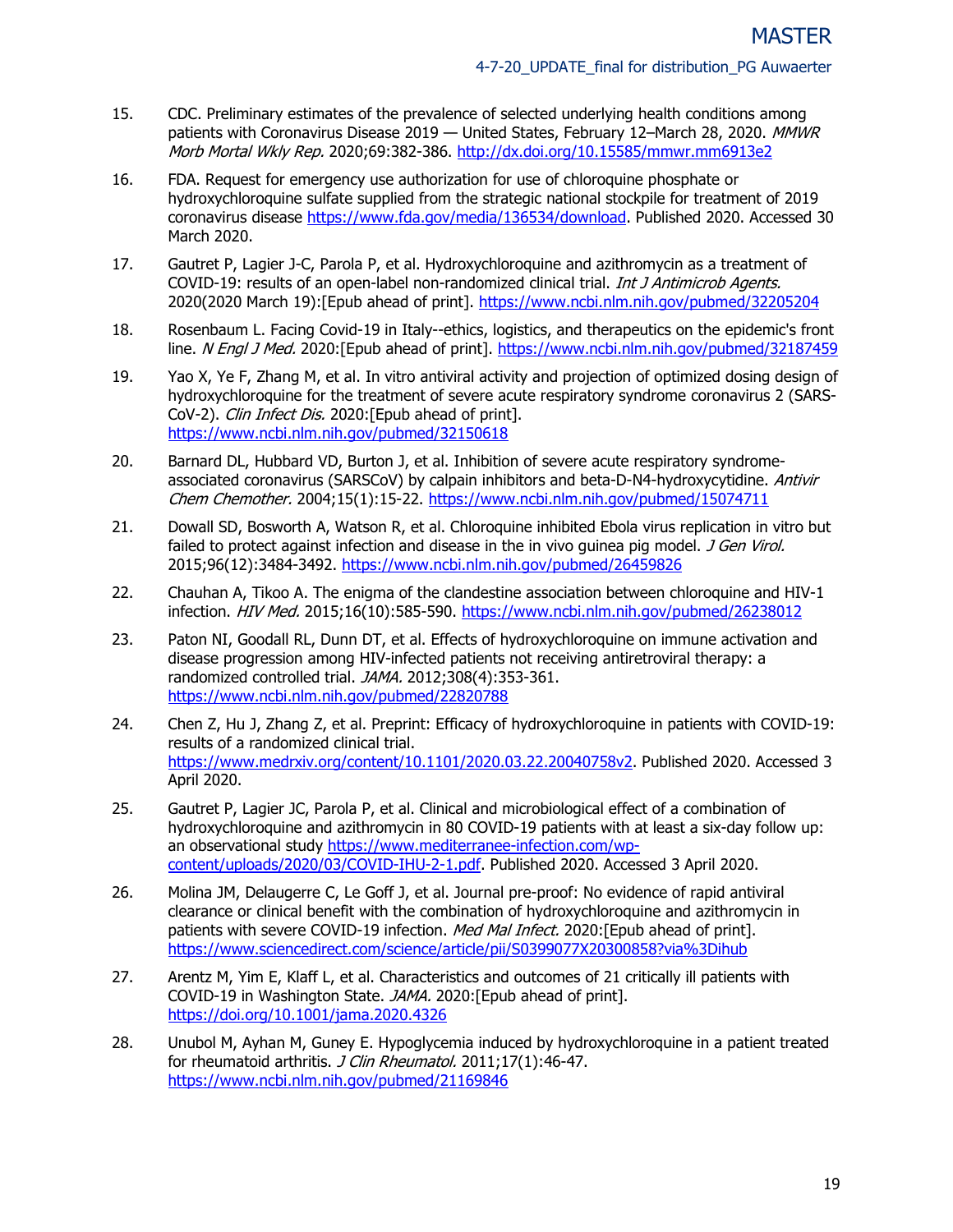15. CDC. Preliminary estimates of the prevalence of selected underlying health conditions among patients with Coronavirus Disease 2019 — United States, February 12–March 28, 2020. *MMWR Morb Mortal Wkly Rep.* 2020;69:382-386. http://dx.doi.org/10.15585/mmwr.mm6913e2

16. FDA. Request for emergency use authorization for use of chloroquine phosphate or hydroxychloroquine sulfate supplied from the strategic national stockpile for treatment of 2019 coronavirus disease https://www.fda.gov/media/136534/download. Published 2020. Accessed 30 March 2020.

17. Gautret P, Lagier J-C, Parola P, et al. Hydroxychloroquine and azithromycin as a treatment of COVID-19: results of an open-label non-randomized clinical trial. *Int J Antimicrob Agents.* 2020(2020 March 19):[Epub ahead of print]. https://www.ncbi.nlm.nih.gov/pubmed/32205204

18. Rosenbaum L. Facing Covid-19 in Italy--ethics, logistics, and therapeutics on the epidemic's front line. *N Engl J Med.* 2020:[Epub ahead of print]. https://www.ncbi.nlm.nih.gov/pubmed/32187459

19. Yao X, Ye F, Zhang M, et al. In vitro antiviral activity and projection of optimized dosing design of hydroxychloroquine for the treatment of severe acute respiratory syndrome coronavirus 2 (SARS-CoV-2). *Clin Infect Dis.* 2020:[Epub ahead of print]. https://www.ncbi.nlm.nih.gov/pubmed/32150618

20. Barnard DL, Hubbard VD, Burton J, et al. Inhibition of severe acute respiratory syndrome-associated coronavirus (SARSCoV) by calpain inhibitors and beta-D-N4-hydroxycytidine. *Antivir Chem Chemother.* 2004;15(1):15-22. https://www.ncbi.nlm.nih.gov/pubmed/15074711

21. Dowall SD, Bosworth A, Watson R, et al. Chloroquine inhibited Ebola virus replication in vitro but failed to protect against infection and disease in the in vivo guinea pig model. *J Gen Virol.* 2015;96(12):3484-3492. https://www.ncbi.nlm.nih.gov/pubmed/26459826

22. Chauhan A, Tikoo A. The enigma of the clandestine association between chloroquine and HIV-1 infection. *HIV Med.* 2015;16(10):585-590. https://www.ncbi.nlm.nih.gov/pubmed/26238012

23. Paton NI, Goodall RL, Dunn DT, et al. Effects of hydroxychloroquine on immune activation and disease progression among HIV-infected patients not receiving antiretroviral therapy: a randomized controlled trial. *JAMA.* 2012;308(4):353-361. https://www.ncbi.nlm.nih.gov/pubmed/22820788

24. Chen Z, Hu J, Zhang Z, et al. Preprint: Efficacy of hydroxychloroquine in patients with COVID-19: results of a randomized clinical trial. https://www.medrxiv.org/content/10.1101/2020.03.22.20040758v2. Published 2020. Accessed 3 April 2020.

25. Gautret P, Lagier JC, Parola P, et al. Clinical and microbiological effect of a combination of hydroxychloroquine and azithromycin in 80 COVID-19 patients with at least a six-day follow up: an observational study https://www.mediterranee-infection.com/wp-content/uploads/2020/03/COVID-IHU-2-1.pdf. Published 2020. Accessed 3 April 2020.

26. Molina JM, Delaugerre C, Le Goff J, et al. Journal pre-proof: No evidence of rapid antiviral clearance or clinical benefit with the combination of hydroxychloroquine and azithromycin in patients with severe COVID-19 infection. *Med Mal Infect.* 2020:[Epub ahead of print]. https://www.sciencedirect.com/science/article/pii/S0399077X20300858?via%3Dihub

27. Arentz M, Yim E, Klaff L, et al. Characteristics and outcomes of 21 critically ill patients with COVID-19 in Washington State. *JAMA.* 2020:[Epub ahead of print]. https://doi.org/10.1001/jama.2020.4326

28. Unubol M, Ayhan M, Guney E. Hypoglycemia induced by hydroxychloroquine in a patient treated for rheumatoid arthritis. *J Clin Rheumatol.* 2011;17(1):46-47. https://www.ncbi.nlm.nih.gov/pubmed/21169846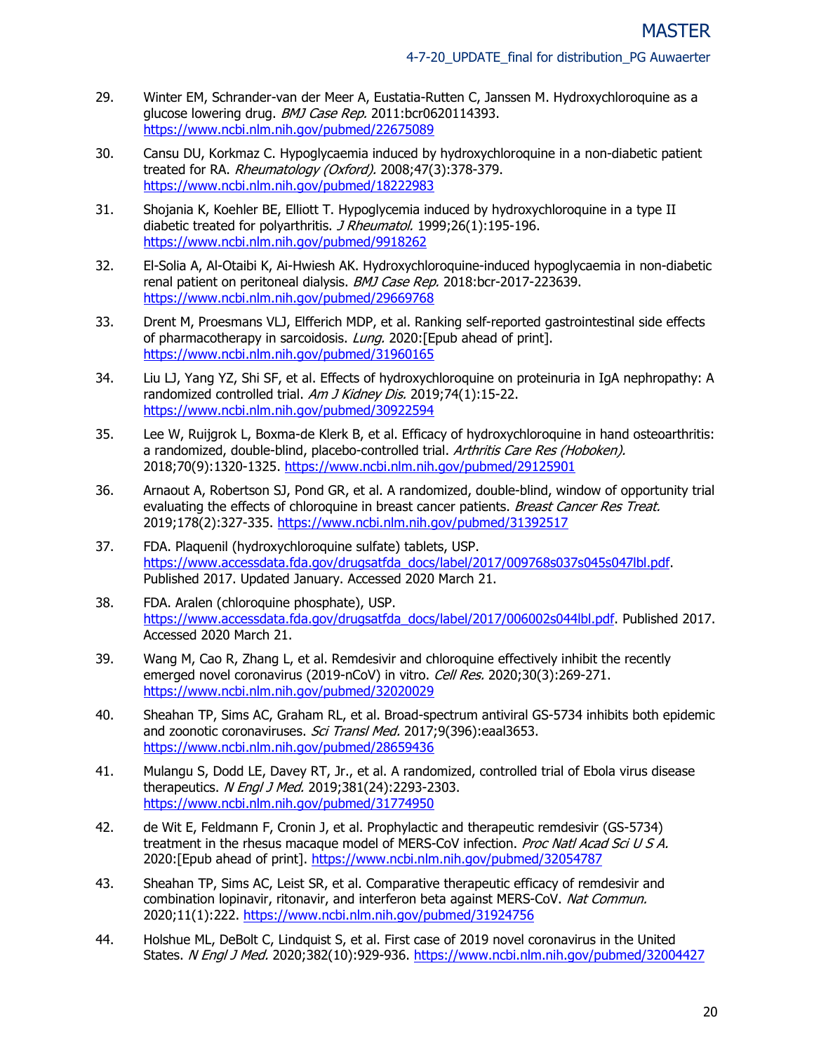29. Winter EM, Schrander-van der Meer A, Eustatia-Rutten C, Janssen M. Hydroxychloroquine as a glucose lowering drug. *BMJ Case Rep.* 2011:bcr0620114393. https://www.ncbi.nlm.nih.gov/pubmed/22675089

30. Cansu DU, Korkmaz C. Hypoglycaemia induced by hydroxychloroquine in a non-diabetic patient treated for RA. *Rheumatology (Oxford).* 2008;47(3):378-379. https://www.ncbi.nlm.nih.gov/pubmed/18222983

31. Shojania K, Koehler BE, Elliott T. Hypoglycemia induced by hydroxychloroquine in a type II diabetic treated for polyarthritis. *J Rheumatol.* 1999;26(1):195-196. https://www.ncbi.nlm.nih.gov/pubmed/9918262

32. El-Solia A, Al-Otaibi K, Ai-Hwiesh AK. Hydroxychloroquine-induced hypoglycaemia in non-diabetic renal patient on peritoneal dialysis. *BMJ Case Rep.* 2018:bcr-2017-223639. https://www.ncbi.nlm.nih.gov/pubmed/29669768

33. Drent M, Proesmans VLJ, Elfferich MDP, et al. Ranking self-reported gastrointestinal side effects of pharmacotherapy in sarcoidosis. *Lung.* 2020:[Epub ahead of print]. https://www.ncbi.nlm.nih.gov/pubmed/31960165

34. Liu LJ, Yang YZ, Shi SF, et al. Effects of hydroxychloroquine on proteinuria in IgA nephropathy: A randomized controlled trial. *Am J Kidney Dis.* 2019;74(1):15-22. https://www.ncbi.nlm.nih.gov/pubmed/30922594

35. Lee W, Ruijgrok L, Boxma-de Klerk B, et al. Efficacy of hydroxychloroquine in hand osteoarthritis: a randomized, double-blind, placebo-controlled trial. *Arthritis Care Res (Hoboken).* 2018;70(9):1320-1325. https://www.ncbi.nlm.nih.gov/pubmed/29125901

36. Arnaout A, Robertson SJ, Pond GR, et al. A randomized, double-blind, window of opportunity trial evaluating the effects of chloroquine in breast cancer patients. *Breast Cancer Res Treat.* 2019;178(2):327-335. https://www.ncbi.nlm.nih.gov/pubmed/31392517

37. FDA. Plaquenil (hydroxychloroquine sulfate) tablets, USP. https://www.accessdata.fda.gov/drugsatfda_docs/label/2017/009768s037s045s047lbl.pdf. Published 2017. Updated January. Accessed 2020 March 21.

38. FDA. Aralen (chloroquine phosphate), USP. https://www.accessdata.fda.gov/drugsatfda_docs/label/2017/006002s044lbl.pdf. Published 2017. Accessed 2020 March 21.

39. Wang M, Cao R, Zhang L, et al. Remdesivir and chloroquine effectively inhibit the recently emerged novel coronavirus (2019-nCoV) in vitro. *Cell Res.* 2020;30(3):269-271. https://www.ncbi.nlm.nih.gov/pubmed/32020029

40. Sheahan TP, Sims AC, Graham RL, et al. Broad-spectrum antiviral GS-5734 inhibits both epidemic and zoonotic coronaviruses. *Sci Transl Med.* 2017;9(396):eaal3653. https://www.ncbi.nlm.nih.gov/pubmed/28659436

41. Mulangu S, Dodd LE, Davey RT, Jr., et al. A randomized, controlled trial of Ebola virus disease therapeutics. *N Engl J Med.* 2019;381(24):2293-2303. https://www.ncbi.nlm.nih.gov/pubmed/31774950

42. de Wit E, Feldmann F, Cronin J, et al. Prophylactic and therapeutic remdesivir (GS-5734) treatment in the rhesus macaque model of MERS-CoV infection. *Proc Natl Acad Sci U S A.* 2020:[Epub ahead of print]. https://www.ncbi.nlm.nih.gov/pubmed/32054787

43. Sheahan TP, Sims AC, Leist SR, et al. Comparative therapeutic efficacy of remdesivir and combination lopinavir, ritonavir, and interferon beta against MERS-CoV. *Nat Commun.* 2020;11(1):222. https://www.ncbi.nlm.nih.gov/pubmed/31924756

44. Holshue ML, DeBolt C, Lindquist S, et al. First case of 2019 novel coronavirus in the United States. *N Engl J Med.* 2020;382(10):929-936. https://www.ncbi.nlm.nih.gov/pubmed/32004427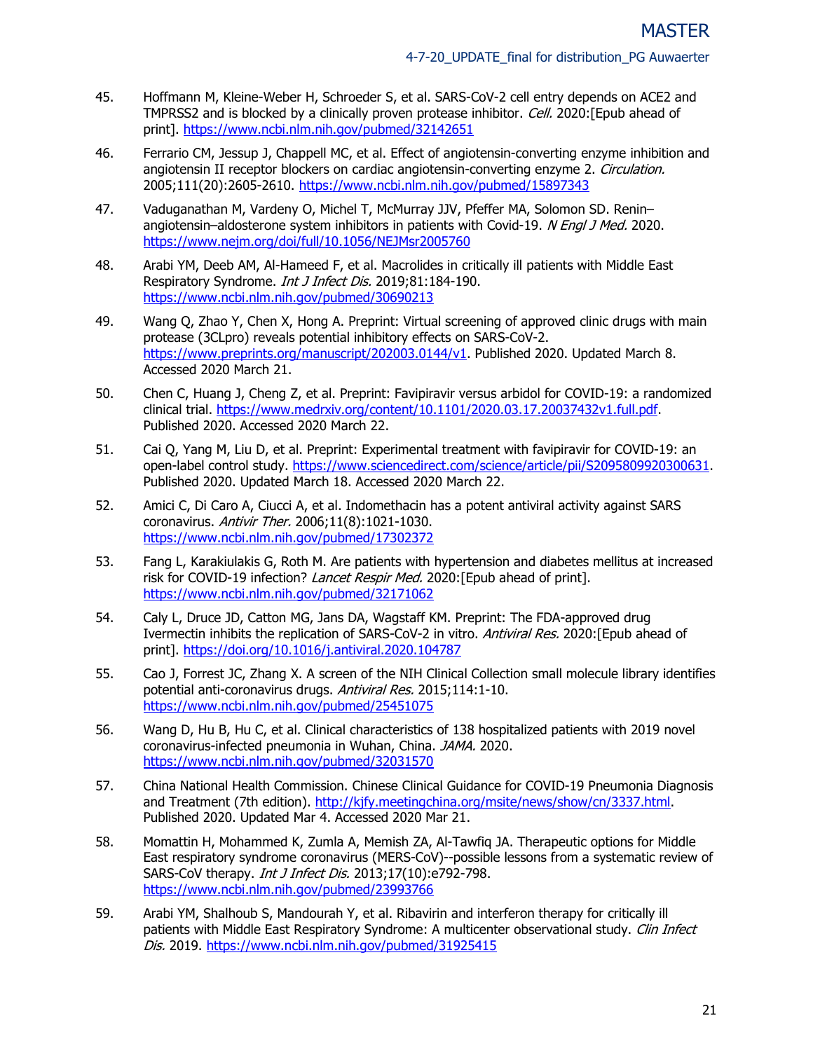45. Hoffmann M, Kleine-Weber H, Schroeder S, et al. SARS-CoV-2 cell entry depends on ACE2 and TMPRSS2 and is blocked by a clinically proven protease inhibitor. *Cell.* 2020:[Epub ahead of print]. https://www.ncbi.nlm.nih.gov/pubmed/32142651

46. Ferrario CM, Jessup J, Chappell MC, et al. Effect of angiotensin-converting enzyme inhibition and angiotensin II receptor blockers on cardiac angiotensin-converting enzyme 2. *Circulation.* 2005;111(20):2605-2610. https://www.ncbi.nlm.nih.gov/pubmed/15897343

47. Vaduganathan M, Vardeny O, Michel T, McMurray JJV, Pfeffer MA, Solomon SD. Renin–angiotensin–aldosterone system inhibitors in patients with Covid-19. *N Engl J Med.* 2020. https://www.nejm.org/doi/full/10.1056/NEJMsr2005760

48. Arabi YM, Deeb AM, Al-Hameed F, et al. Macrolides in critically ill patients with Middle East Respiratory Syndrome. *Int J Infect Dis.* 2019;81:184-190. https://www.ncbi.nlm.nih.gov/pubmed/30690213

49. Wang Q, Zhao Y, Chen X, Hong A. Preprint: Virtual screening of approved clinic drugs with main protease (3CLpro) reveals potential inhibitory effects on SARS-CoV-2. https://www.preprints.org/manuscript/202003.0144/v1. Published 2020. Updated March 8. Accessed 2020 March 21.

50. Chen C, Huang J, Cheng Z, et al. Preprint: Favipiravir versus arbidol for COVID-19: a randomized clinical trial. https://www.medrxiv.org/content/10.1101/2020.03.17.20037432v1.full.pdf. Published 2020. Accessed 2020 March 22.

51. Cai Q, Yang M, Liu D, et al. Preprint: Experimental treatment with favipiravir for COVID-19: an open-label control study. https://www.sciencedirect.com/science/article/pii/S2095809920300631. Published 2020. Updated March 18. Accessed 2020 March 22.

52. Amici C, Di Caro A, Ciucci A, et al. Indomethacin has a potent antiviral activity against SARS coronavirus. *Antivir Ther.* 2006;11(8):1021-1030. https://www.ncbi.nlm.nih.gov/pubmed/17302372

53. Fang L, Karakiulakis G, Roth M. Are patients with hypertension and diabetes mellitus at increased risk for COVID-19 infection? *Lancet Respir Med.* 2020:[Epub ahead of print]. https://www.ncbi.nlm.nih.gov/pubmed/32171062

54. Caly L, Druce JD, Catton MG, Jans DA, Wagstaff KM. Preprint: The FDA-approved drug Ivermectin inhibits the replication of SARS-CoV-2 in vitro. *Antiviral Res.* 2020:[Epub ahead of print]. https://doi.org/10.1016/j.antiviral.2020.104787

55. Cao J, Forrest JC, Zhang X. A screen of the NIH Clinical Collection small molecule library identifies potential anti-coronavirus drugs. *Antiviral Res.* 2015;114:1-10. https://www.ncbi.nlm.nih.gov/pubmed/25451075

56. Wang D, Hu B, Hu C, et al. Clinical characteristics of 138 hospitalized patients with 2019 novel coronavirus-infected pneumonia in Wuhan, China. *JAMA.* 2020. https://www.ncbi.nlm.nih.gov/pubmed/32031570

57. China National Health Commission. Chinese Clinical Guidance for COVID-19 Pneumonia Diagnosis and Treatment (7th edition). http://kjfy.meetingchina.org/msite/news/show/cn/3337.html. Published 2020. Updated Mar 4. Accessed 2020 Mar 21.

58. Momattin H, Mohammed K, Zumla A, Memish ZA, Al-Tawfiq JA. Therapeutic options for Middle East respiratory syndrome coronavirus (MERS-CoV)--possible lessons from a systematic review of SARS-CoV therapy. *Int J Infect Dis.* 2013;17(10):e792-798. https://www.ncbi.nlm.nih.gov/pubmed/23993766

59. Arabi YM, Shalhoub S, Mandourah Y, et al. Ribavirin and interferon therapy for critically ill patients with Middle East Respiratory Syndrome: A multicenter observational study. *Clin Infect Dis.* 2019. https://www.ncbi.nlm.nih.gov/pubmed/31925415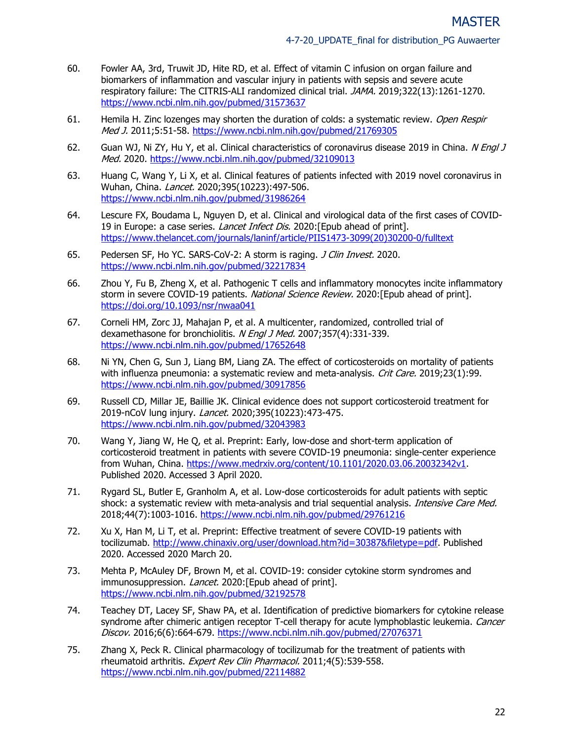60. Fowler AA, 3rd, Truwit JD, Hite RD, et al. Effect of vitamin C infusion on organ failure and biomarkers of inflammation and vascular injury in patients with sepsis and severe acute respiratory failure: The CITRIS-ALI randomized clinical trial. *JAMA.* 2019;322(13):1261-1270. https://www.ncbi.nlm.nih.gov/pubmed/31573637

61. Hemila H. Zinc lozenges may shorten the duration of colds: a systematic review. *Open Respir Med J.* 2011;5:51-58. https://www.ncbi.nlm.nih.gov/pubmed/21769305

62. Guan WJ, Ni ZY, Hu Y, et al. Clinical characteristics of coronavirus disease 2019 in China. *N Engl J Med.* 2020. https://www.ncbi.nlm.nih.gov/pubmed/32109013

63. Huang C, Wang Y, Li X, et al. Clinical features of patients infected with 2019 novel coronavirus in Wuhan, China. *Lancet.* 2020;395(10223):497-506. https://www.ncbi.nlm.nih.gov/pubmed/31986264

64. Lescure FX, Boudama L, Nguyen D, et al. Clinical and virological data of the first cases of COVID-19 in Europe: a case series. *Lancet Infect Dis.* 2020:[Epub ahead of print]. https://www.thelancet.com/journals/laninf/article/PIIS1473-3099(20)30200-0/fulltext

65. Pedersen SF, Ho YC. SARS-CoV-2: A storm is raging. *J Clin Invest.* 2020. https://www.ncbi.nlm.nih.gov/pubmed/32217834

66. Zhou Y, Fu B, Zheng X, et al. Pathogenic T cells and inflammatory monocytes incite inflammatory storm in severe COVID-19 patients. *National Science Review.* 2020:[Epub ahead of print]. https://doi.org/10.1093/nsr/nwaa041

67. Corneli HM, Zorc JJ, Mahajan P, et al. A multicenter, randomized, controlled trial of dexamethasone for bronchiolitis. *N Engl J Med.* 2007;357(4):331-339. https://www.ncbi.nlm.nih.gov/pubmed/17652648

68. Ni YN, Chen G, Sun J, Liang BM, Liang ZA. The effect of corticosteroids on mortality of patients with influenza pneumonia: a systematic review and meta-analysis. *Crit Care.* 2019;23(1):99. https://www.ncbi.nlm.nih.gov/pubmed/30917856

69. Russell CD, Millar JE, Baillie JK. Clinical evidence does not support corticosteroid treatment for 2019-nCoV lung injury. *Lancet.* 2020;395(10223):473-475. https://www.ncbi.nlm.nih.gov/pubmed/32043983

70. Wang Y, Jiang W, He Q, et al. Preprint: Early, low-dose and short-term application of corticosteroid treatment in patients with severe COVID-19 pneumonia: single-center experience from Wuhan, China. https://www.medrxiv.org/content/10.1101/2020.03.06.20032342v1. Published 2020. Accessed 3 April 2020.

71. Rygard SL, Butler E, Granholm A, et al. Low-dose corticosteroids for adult patients with septic shock: a systematic review with meta-analysis and trial sequential analysis. *Intensive Care Med.* 2018;44(7):1003-1016. https://www.ncbi.nlm.nih.gov/pubmed/29761216

72. Xu X, Han M, Li T, et al. Preprint: Effective treatment of severe COVID-19 patients with tocilizumab. http://www.chinaxiv.org/user/download.htm?id=30387&filetype=pdf. Published 2020. Accessed 2020 March 20.

73. Mehta P, McAuley DF, Brown M, et al. COVID-19: consider cytokine storm syndromes and immunosuppression. *Lancet.* 2020:[Epub ahead of print]. https://www.ncbi.nlm.nih.gov/pubmed/32192578

74. Teachey DT, Lacey SF, Shaw PA, et al. Identification of predictive biomarkers for cytokine release syndrome after chimeric antigen receptor T-cell therapy for acute lymphoblastic leukemia. *Cancer Discov.* 2016;6(6):664-679. https://www.ncbi.nlm.nih.gov/pubmed/27076371

75. Zhang X, Peck R. Clinical pharmacology of tocilizumab for the treatment of patients with rheumatoid arthritis. *Expert Rev Clin Pharmacol.* 2011;4(5):539-558. https://www.ncbi.nlm.nih.gov/pubmed/22114882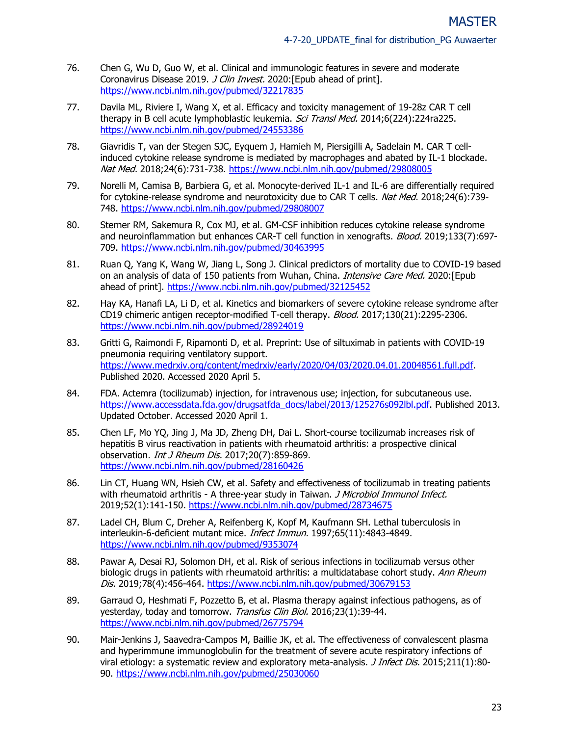76. Chen G, Wu D, Guo W, et al. Clinical and immunologic features in severe and moderate Coronavirus Disease 2019. *J Clin Invest.* 2020:[Epub ahead of print]. https://www.ncbi.nlm.nih.gov/pubmed/32217835

77. Davila ML, Riviere I, Wang X, et al. Efficacy and toxicity management of 19-28z CAR T cell therapy in B cell acute lymphoblastic leukemia. *Sci Transl Med.* 2014;6(224):224ra225. https://www.ncbi.nlm.nih.gov/pubmed/24553386

78. Giavridis T, van der Stegen SJC, Eyquem J, Hamieh M, Piersigilli A, Sadelain M. CAR T cell-induced cytokine release syndrome is mediated by macrophages and abated by IL-1 blockade. *Nat Med.* 2018;24(6):731-738. https://www.ncbi.nlm.nih.gov/pubmed/29808005

79. Norelli M, Camisa B, Barbiera G, et al. Monocyte-derived IL-1 and IL-6 are differentially required for cytokine-release syndrome and neurotoxicity due to CAR T cells. *Nat Med.* 2018;24(6):739-748. https://www.ncbi.nlm.nih.gov/pubmed/29808007

80. Sterner RM, Sakemura R, Cox MJ, et al. GM-CSF inhibition reduces cytokine release syndrome and neuroinflammation but enhances CAR-T cell function in xenografts. *Blood.* 2019;133(7):697-709. https://www.ncbi.nlm.nih.gov/pubmed/30463995

81. Ruan Q, Yang K, Wang W, Jiang L, Song J. Clinical predictors of mortality due to COVID-19 based on an analysis of data of 150 patients from Wuhan, China. *Intensive Care Med.* 2020:[Epub ahead of print]. https://www.ncbi.nlm.nih.gov/pubmed/32125452

82. Hay KA, Hanafi LA, Li D, et al. Kinetics and biomarkers of severe cytokine release syndrome after CD19 chimeric antigen receptor-modified T-cell therapy. *Blood.* 2017;130(21):2295-2306. https://www.ncbi.nlm.nih.gov/pubmed/28924019

83. Gritti G, Raimondi F, Ripamonti D, et al. Preprint: Use of siltuximab in patients with COVID-19 pneumonia requiring ventilatory support. https://www.medrxiv.org/content/medrxiv/early/2020/04/03/2020.04.01.20048561.full.pdf. Published 2020. Accessed 2020 April 5.

84. FDA. Actemra (tocilizumab) injection, for intravenous use; injection, for subcutaneous use. https://www.accessdata.fda.gov/drugsatfda_docs/label/2013/125276s092lbl.pdf. Published 2013. Updated October. Accessed 2020 April 1.

85. Chen LF, Mo YQ, Jing J, Ma JD, Zheng DH, Dai L. Short-course tocilizumab increases risk of hepatitis B virus reactivation in patients with rheumatoid arthritis: a prospective clinical observation. *Int J Rheum Dis.* 2017;20(7):859-869. https://www.ncbi.nlm.nih.gov/pubmed/28160426

86. Lin CT, Huang WN, Hsieh CW, et al. Safety and effectiveness of tocilizumab in treating patients with rheumatoid arthritis - A three-year study in Taiwan. *J Microbiol Immunol Infect.* 2019;52(1):141-150. https://www.ncbi.nlm.nih.gov/pubmed/28734675

87. Ladel CH, Blum C, Dreher A, Reifenberg K, Kopf M, Kaufmann SH. Lethal tuberculosis in interleukin-6-deficient mutant mice. *Infect Immun.* 1997;65(11):4843-4849. https://www.ncbi.nlm.nih.gov/pubmed/9353074

88. Pawar A, Desai RJ, Solomon DH, et al. Risk of serious infections in tocilizumab versus other biologic drugs in patients with rheumatoid arthritis: a multidatabase cohort study. *Ann Rheum Dis.* 2019;78(4):456-464. https://www.ncbi.nlm.nih.gov/pubmed/30679153

89. Garraud O, Heshmati F, Pozzetto B, et al. Plasma therapy against infectious pathogens, as of yesterday, today and tomorrow. *Transfus Clin Biol.* 2016;23(1):39-44. https://www.ncbi.nlm.nih.gov/pubmed/26775794

90. Mair-Jenkins J, Saavedra-Campos M, Baillie JK, et al. The effectiveness of convalescent plasma and hyperimmune immunoglobulin for the treatment of severe acute respiratory infections of viral etiology: a systematic review and exploratory meta-analysis. *J Infect Dis.* 2015;211(1):80-90. https://www.ncbi.nlm.nih.gov/pubmed/25030060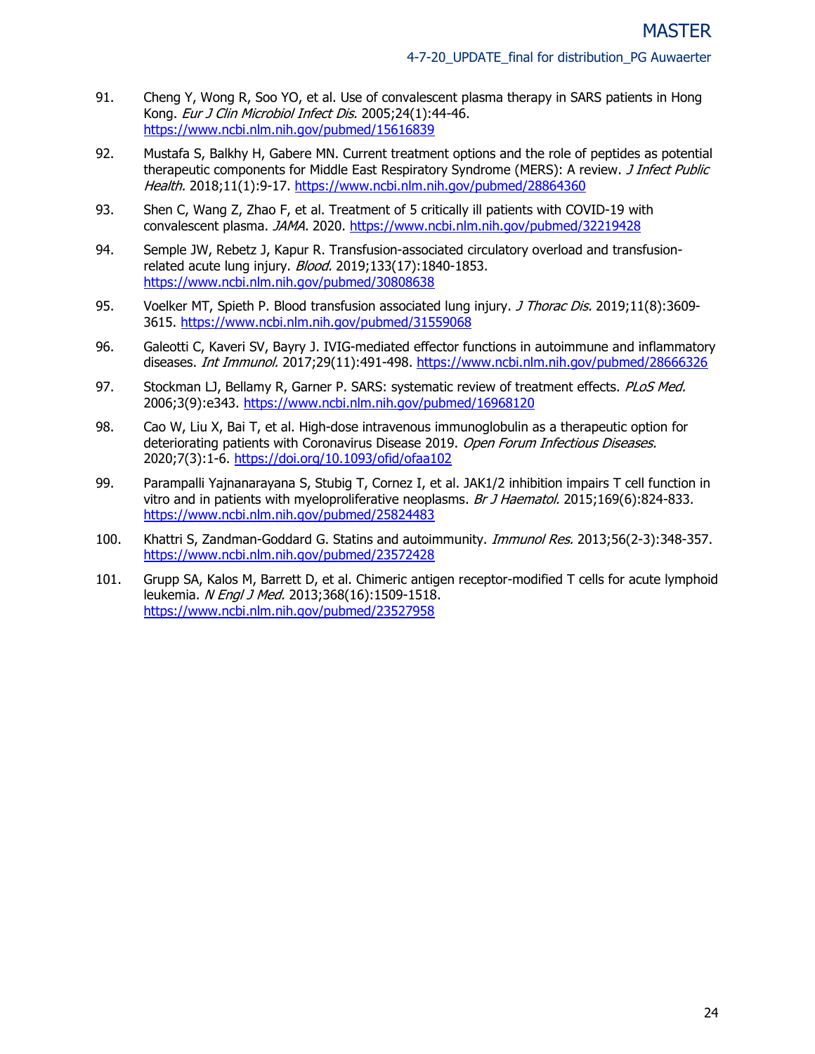91. Cheng Y, Wong R, Soo YO, et al. Use of convalescent plasma therapy in SARS patients in Hong Kong. *Eur J Clin Microbiol Infect Dis.* 2005;24(1):44-46. https://www.ncbi.nlm.nih.gov/pubmed/15616839

92. Mustafa S, Balkhy H, Gabere MN. Current treatment options and the role of peptides as potential therapeutic components for Middle East Respiratory Syndrome (MERS): A review. *J Infect Public Health.* 2018;11(1):9-17. https://www.ncbi.nlm.nih.gov/pubmed/28864360

93. Shen C, Wang Z, Zhao F, et al. Treatment of 5 critically ill patients with COVID-19 with convalescent plasma. *JAMA.* 2020. https://www.ncbi.nlm.nih.gov/pubmed/32219428

94. Semple JW, Rebetz J, Kapur R. Transfusion-associated circulatory overload and transfusion-related acute lung injury. *Blood.* 2019;133(17):1840-1853. https://www.ncbi.nlm.nih.gov/pubmed/30808638

95. Voelker MT, Spieth P. Blood transfusion associated lung injury. *J Thorac Dis.* 2019;11(8):3609-3615. https://www.ncbi.nlm.nih.gov/pubmed/31559068

96. Galeotti C, Kaveri SV, Bayry J. IVIG-mediated effector functions in autoimmune and inflammatory diseases. *Int Immunol.* 2017;29(11):491-498. https://www.ncbi.nlm.nih.gov/pubmed/28666326

97. Stockman LJ, Bellamy R, Garner P. SARS: systematic review of treatment effects. *PLoS Med.* 2006;3(9):e343. https://www.ncbi.nlm.nih.gov/pubmed/16968120

98. Cao W, Liu X, Bai T, et al. High-dose intravenous immunoglobulin as a therapeutic option for deteriorating patients with Coronavirus Disease 2019. *Open Forum Infectious Diseases.* 2020;7(3):1-6. https://doi.org/10.1093/ofid/ofaa102

99. Parampalli Yajnanarayana S, Stubig T, Cornez I, et al. JAK1/2 inhibition impairs T cell function in vitro and in patients with myeloproliferative neoplasms. *Br J Haematol.* 2015;169(6):824-833. https://www.ncbi.nlm.nih.gov/pubmed/25824483

100. Khattri S, Zandman-Goddard G. Statins and autoimmunity. *Immunol Res.* 2013;56(2-3):348-357. https://www.ncbi.nlm.nih.gov/pubmed/23572428

101. Grupp SA, Kalos M, Barrett D, et al. Chimeric antigen receptor-modified T cells for acute lymphoid leukemia. *N Engl J Med.* 2013;368(16):1509-1518. https://www.ncbi.nlm.nih.gov/pubmed/23527958